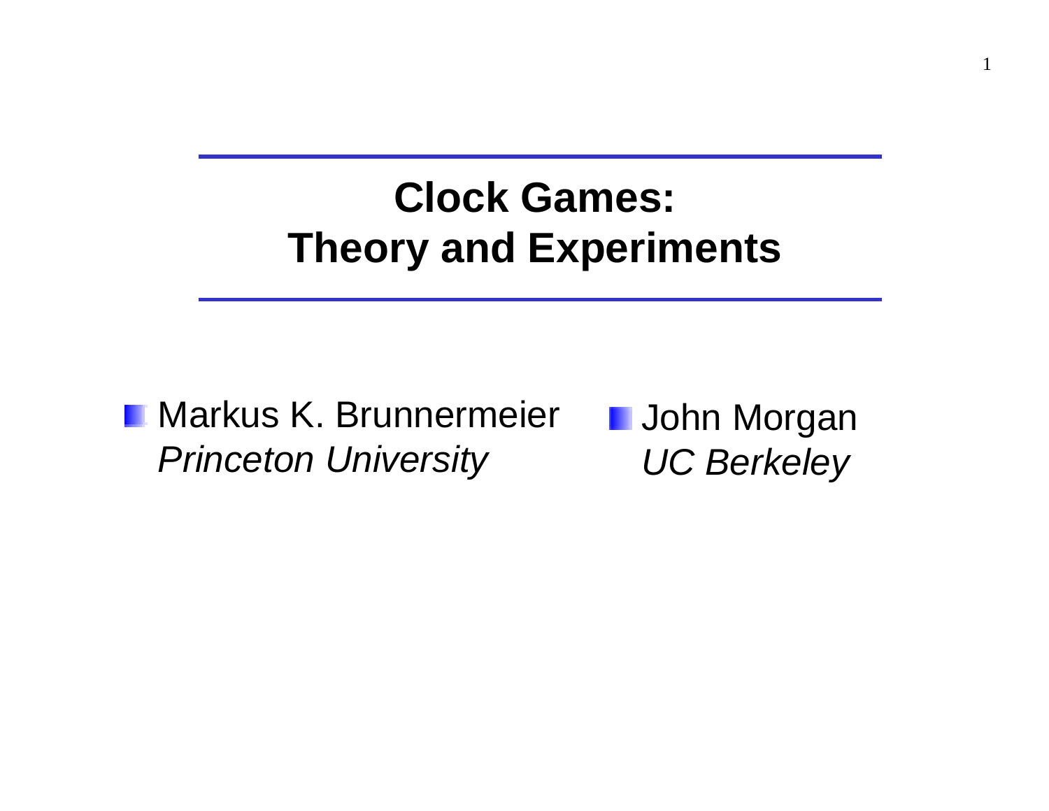# Clock Games: Theory and Experiments

- Markus K. Brunnermeier
  *Princeton University*

- John Morgan
  *UC Berkeley*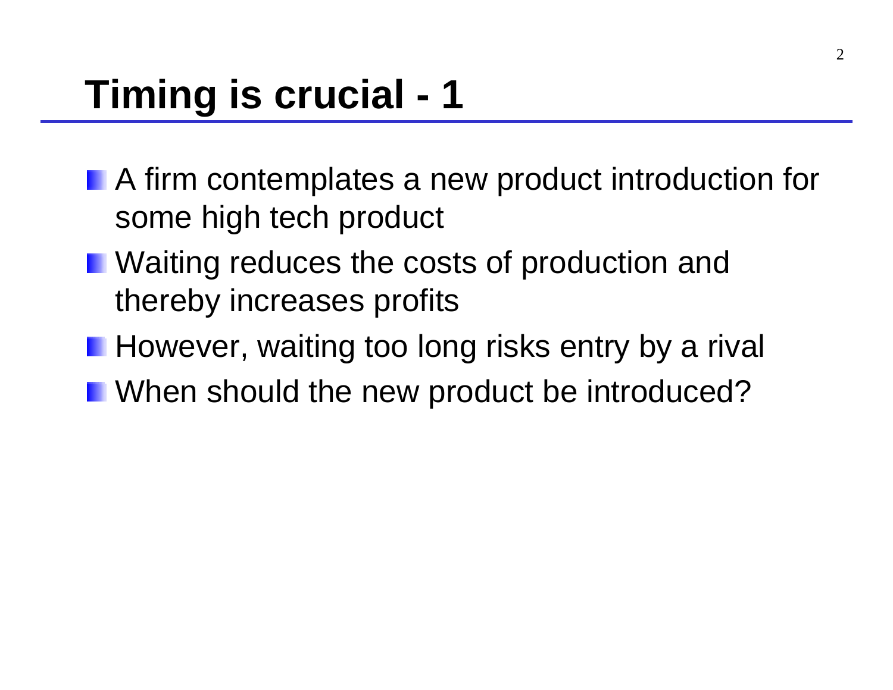# Timing is crucial - 1

- A firm contemplates a new product introduction for some high tech product
- Waiting reduces the costs of production and thereby increases profits
- However, waiting too long risks entry by a rival
- When should the new product be introduced?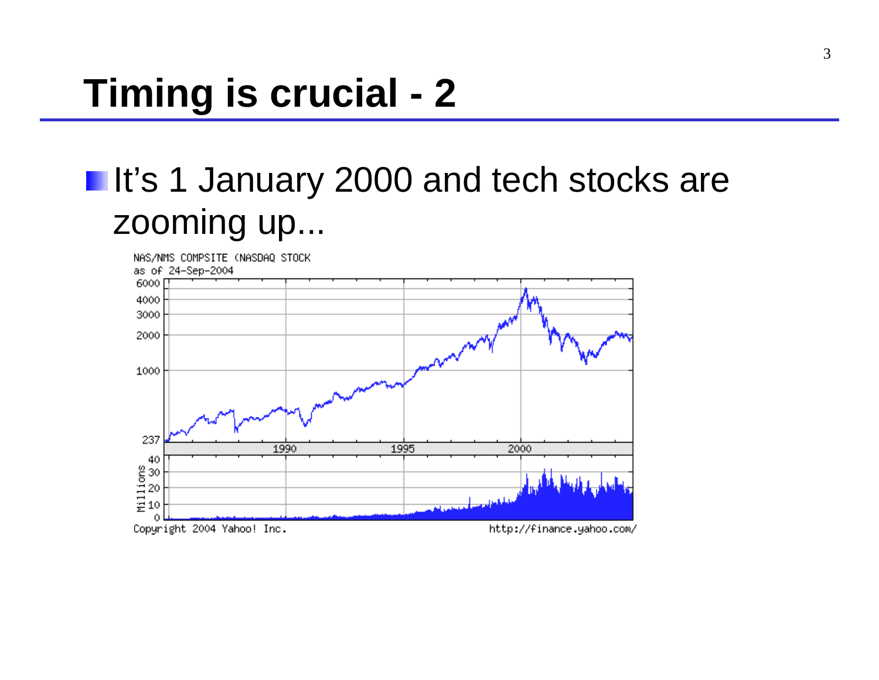# Timing is crucial - 2

- It's 1 January 2000 and tech stocks are zooming up...

NAS/NMS COMPSITE (NASDAQ STOCK
as of 24-Sep-2004

Copyright 2004 Yahoo! Inc. http://finance.yahoo.com/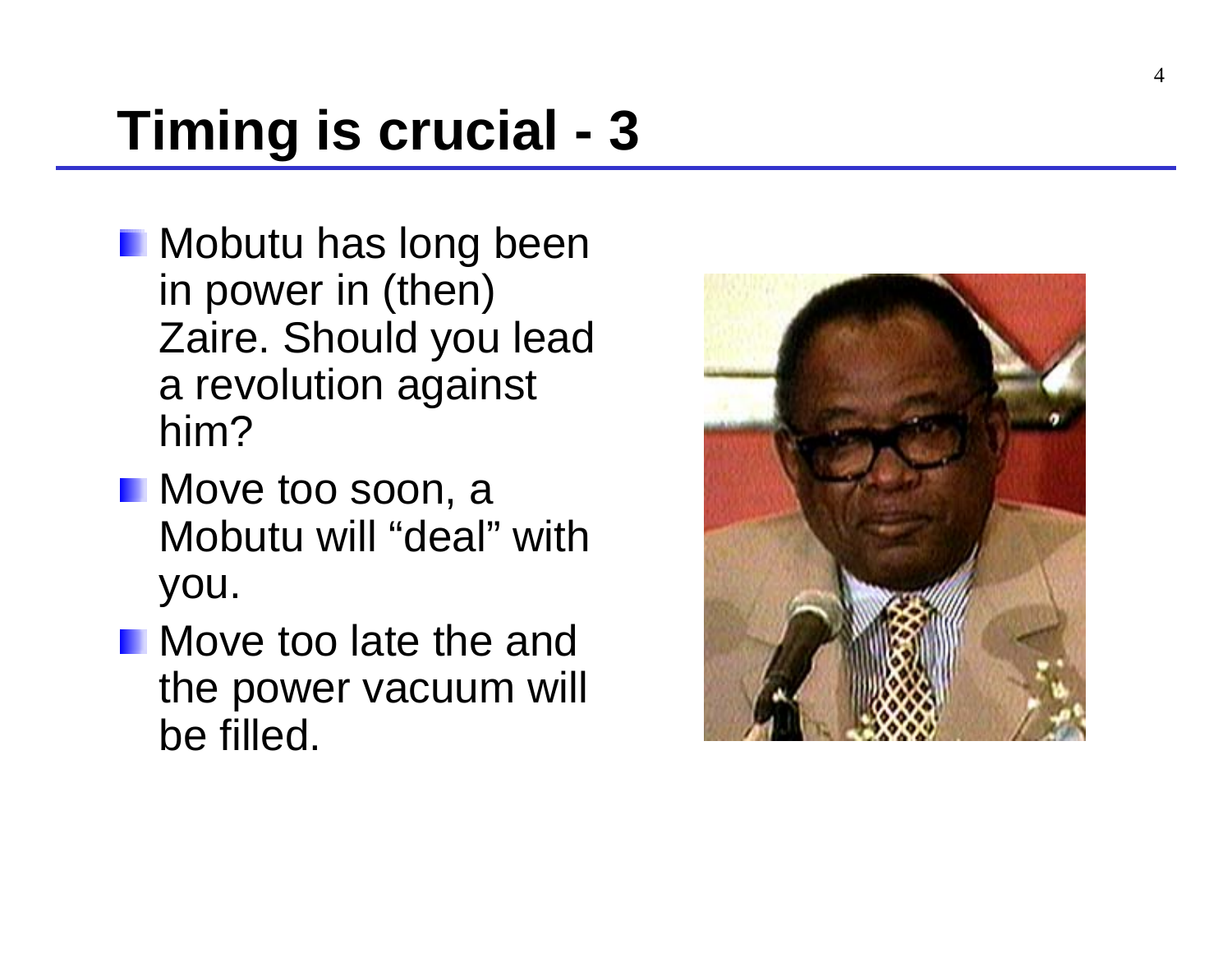# Timing is crucial - 3

- Mobutu has long been in power in (then) Zaire. Should you lead a revolution against him?
- Move too soon, a Mobutu will “deal” with you.
- Move too late the and the power vacuum will be filled.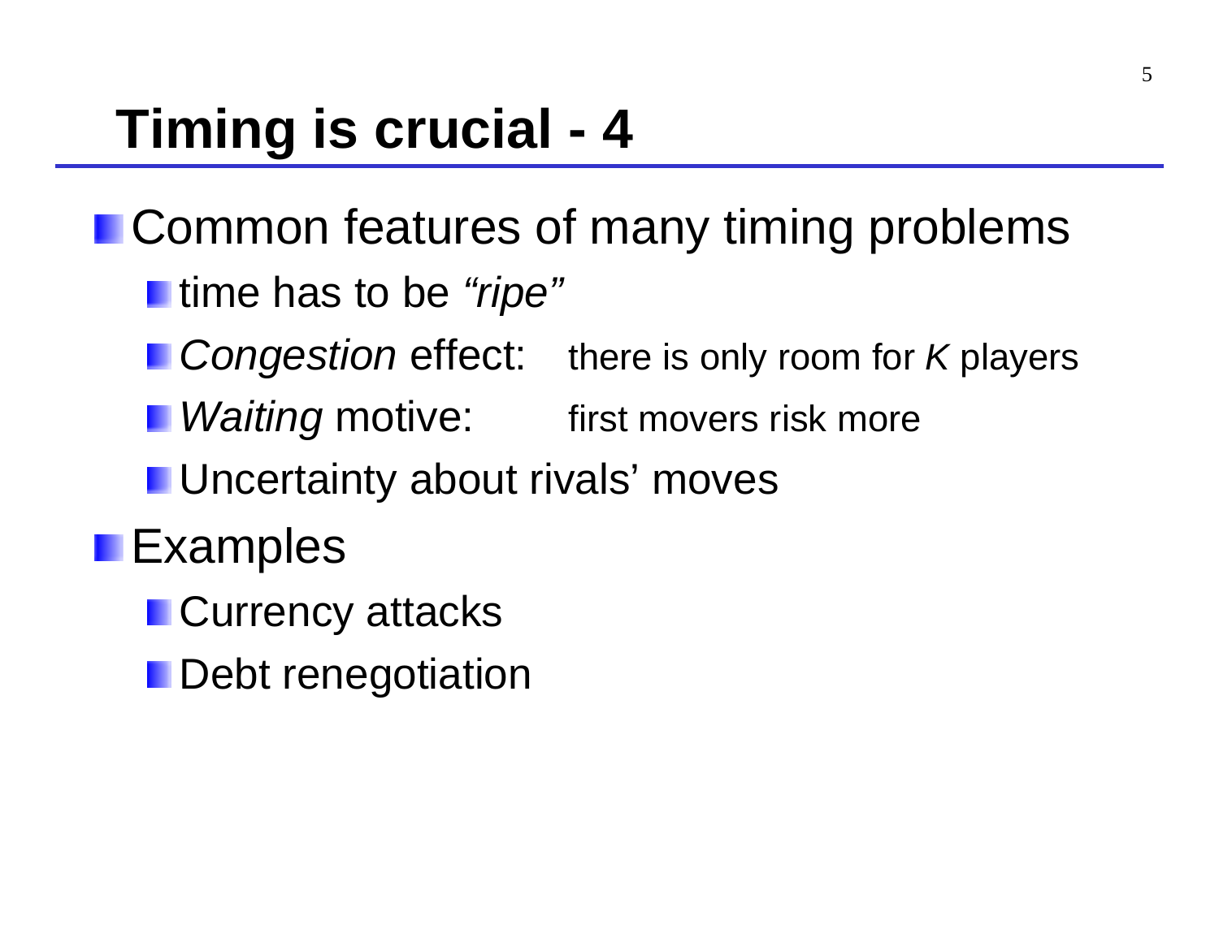# Timing is crucial - 4

- Common features of many timing problems
  - time has to be *"ripe"*
  - *Congestion* effect: there is only room for $K$ players
  - *Waiting* motive: first movers risk more
  - Uncertainty about rivals' moves
- Examples
  - Currency attacks
  - Debt renegotiation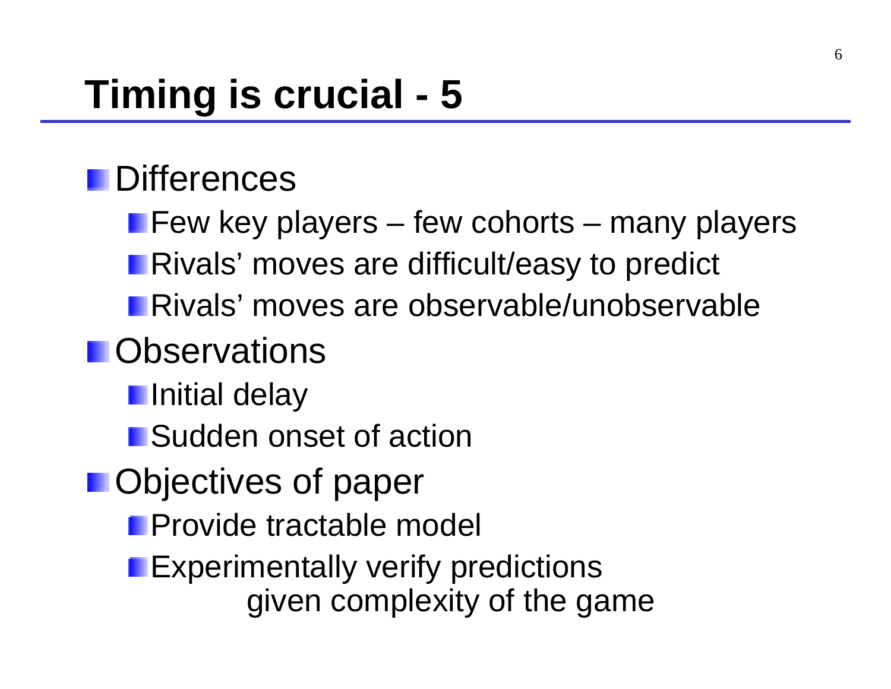# Timing is crucial - 5

- Differences
  - Few key players – few cohorts – many players
  - Rivals' moves are difficult/easy to predict
  - Rivals' moves are observable/unobservable
- Observations
  - Initial delay
  - Sudden onset of action
- Objectives of paper
  - Provide tractable model
  - Experimentally verify predictions given complexity of the game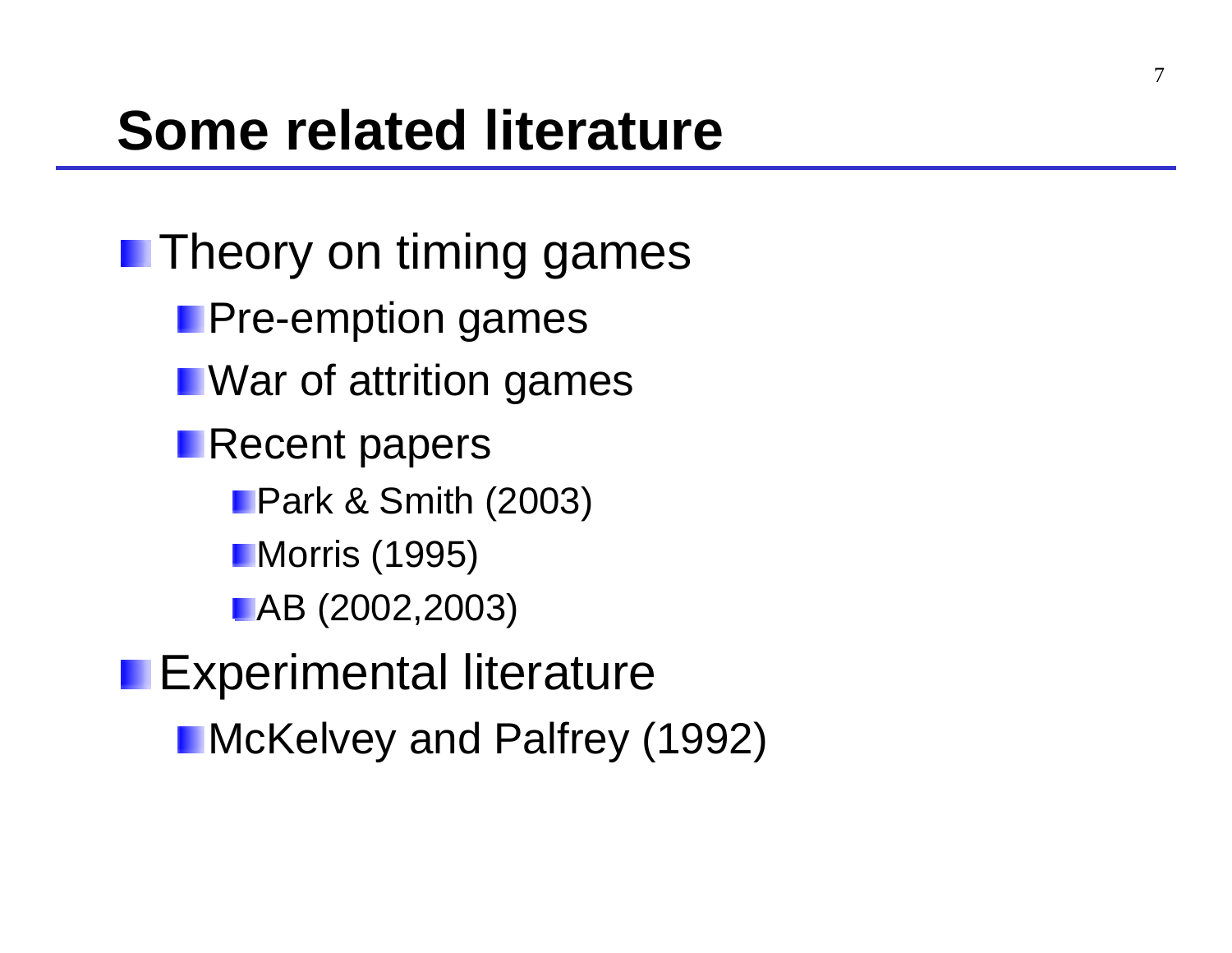# Some related literature

- Theory on timing games
  - Pre-emption games
  - War of attrition games
  - Recent papers
    - Park & Smith (2003)
    - Morris (1995)
    - AB (2002,2003)
- Experimental literature
  - McKelvey and Palfrey (1992)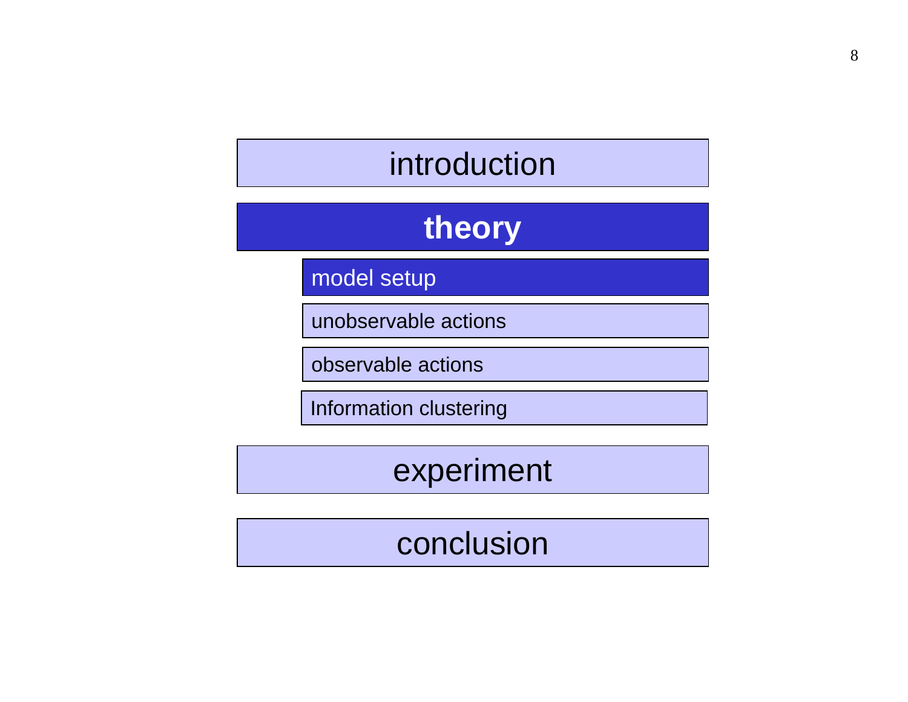- introduction
- **theory**
  - model setup
  - unobservable actions
  - observable actions
  - Information clustering
- experiment
- conclusion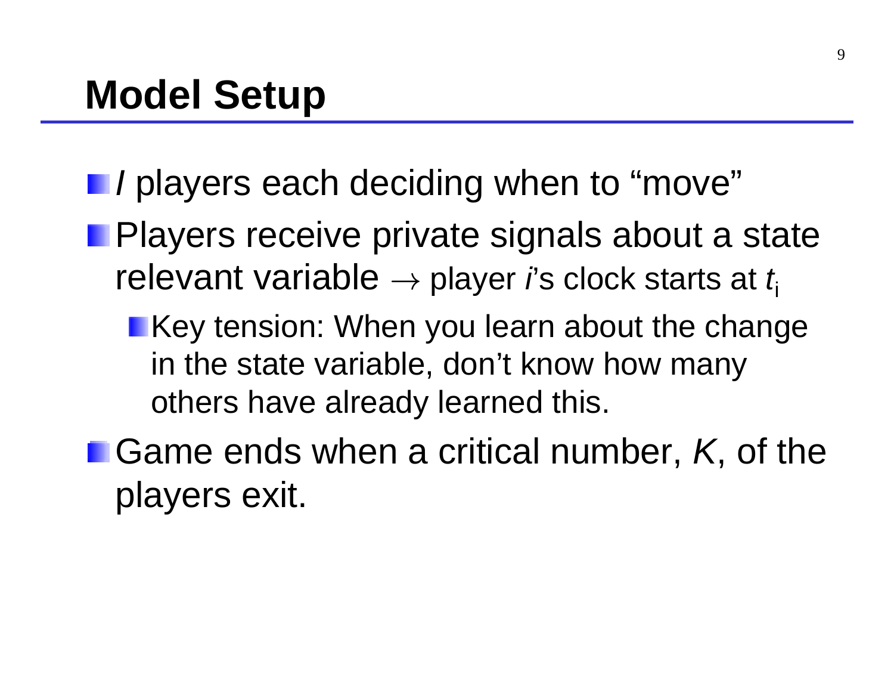# Model Setup

- $I$ players each deciding when to "move"
- Players receive private signals about a state relevant variable $\rightarrow$ player $i$'s clock starts at $t_i$
  - Key tension: When you learn about the change in the state variable, don't know how many others have already learned this.
- Game ends when a critical number, $K$, of the players exit.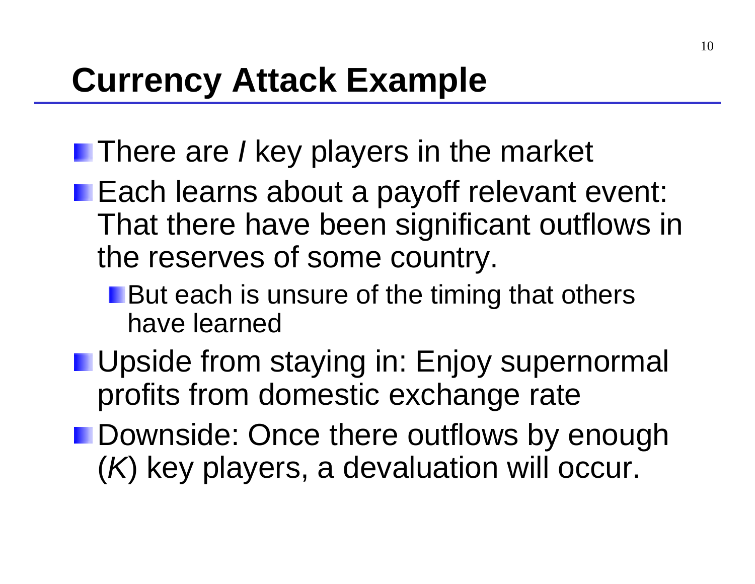# Currency Attack Example

- There are $I$ key players in the market
- Each learns about a payoff relevant event: That there have been significant outflows in the reserves of some country.
  - But each is unsure of the timing that others have learned
- Upside from staying in: Enjoy supernormal profits from domestic exchange rate
- Downside: Once there outflows by enough ($K$) key players, a devaluation will occur.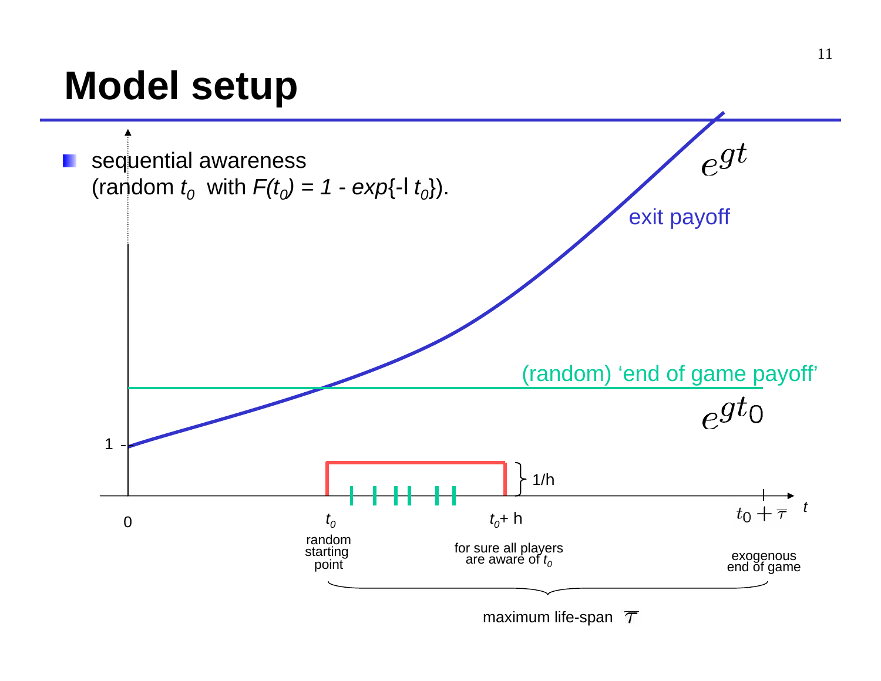# Model setup

- sequential awareness (random $t_0$ with $F(t_0) = 1 - exp\{-l\, t_0\}$).

$e^{gt}$

exit payoff

(random) 'end of game payoff'

$e^{gt_0}$

1

1/h

0

$t_0$

random starting point

$t_0 + h$

for sure all players are aware of $t_0$

$t_0 + \overline{\tau}$

$t$

exogenous end of game

maximum life-span $\overline{\tau}$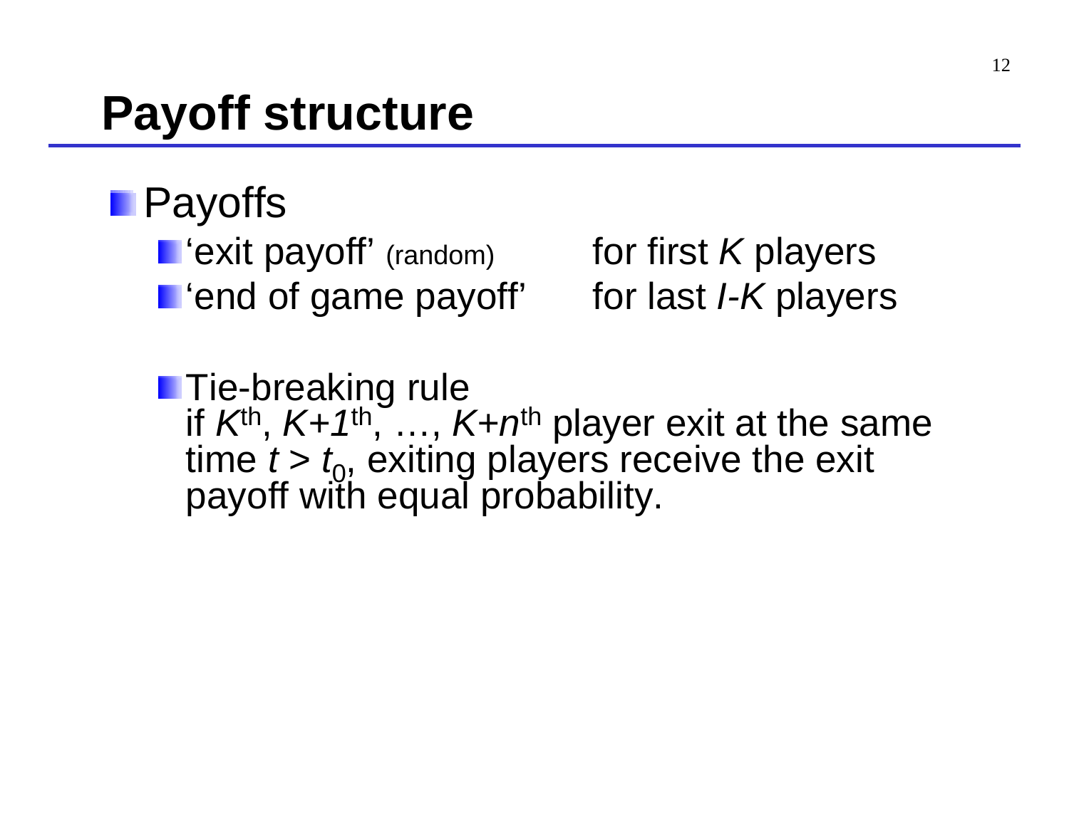# Payoff structure

- Payoffs
  - 'exit payoff' (random) for first $K$ players
  - 'end of game payoff' for last $I$-$K$ players

  - Tie-breaking rule
    if $K^{th}$, $K+1^{th}$, …, $K+n^{th}$ player exit at the same time $t > t_0$, exiting players receive the exit payoff with equal probability.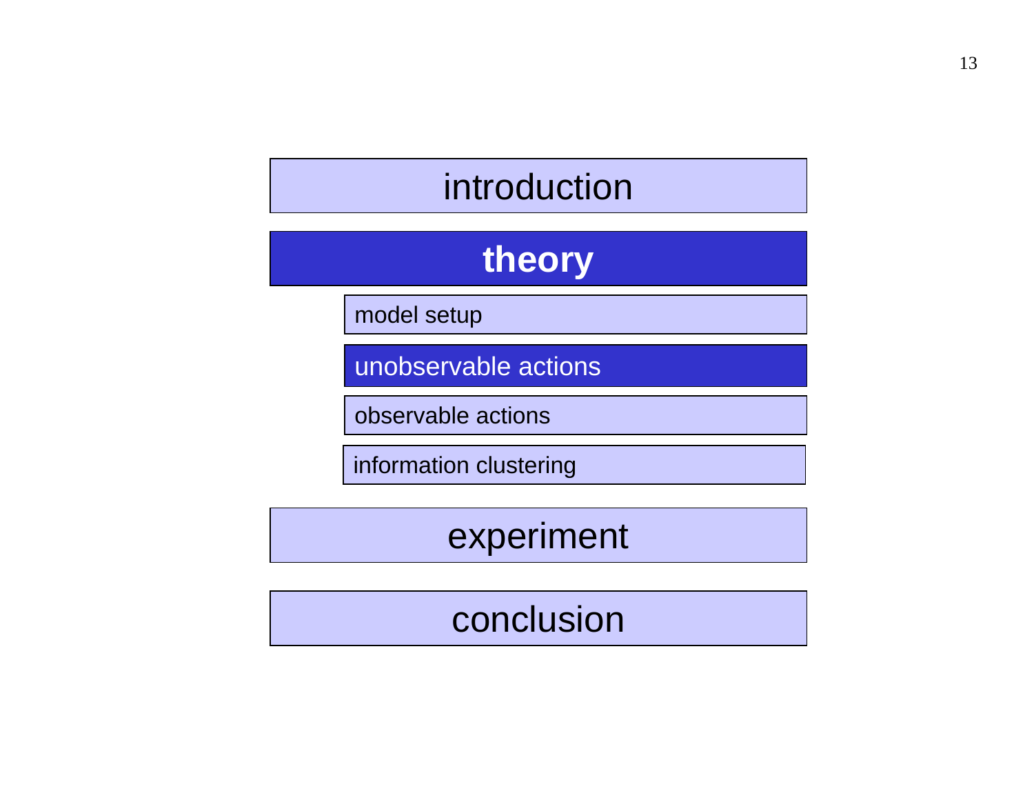- introduction
- **theory**
  - model setup
  - **unobservable actions**
  - observable actions
  - information clustering
- experiment
- conclusion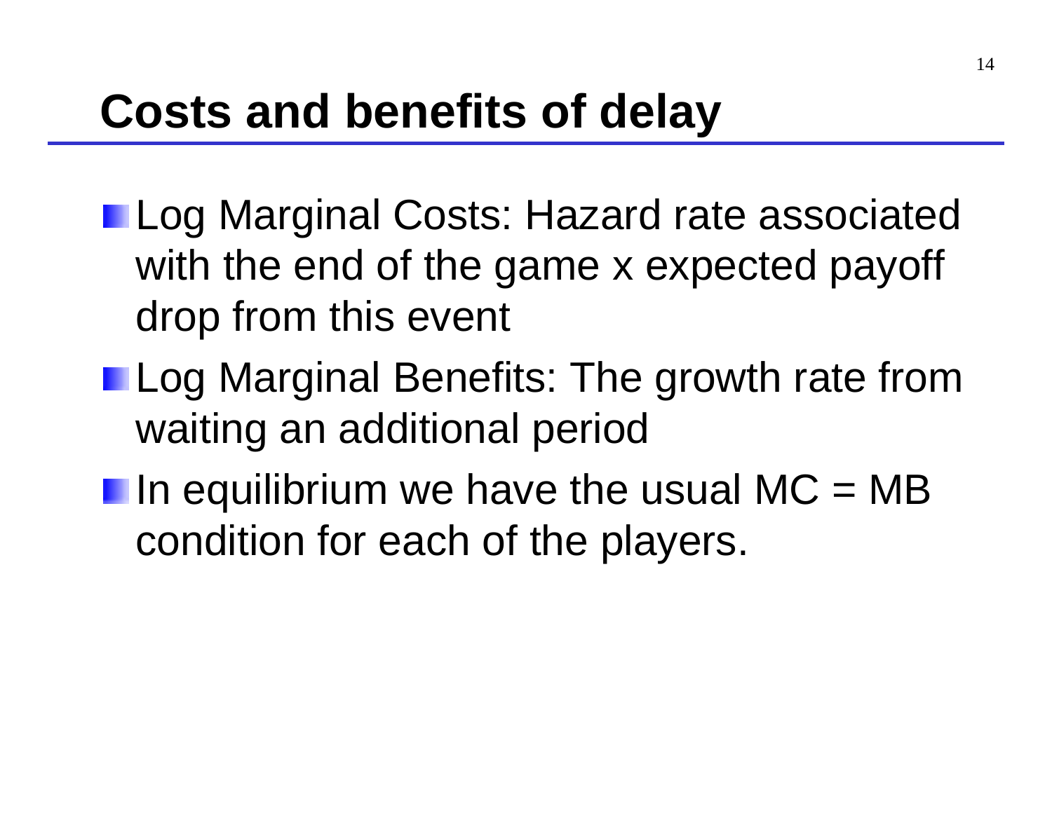# Costs and benefits of delay

- Log Marginal Costs: Hazard rate associated with the end of the game x expected payoff drop from this event
- Log Marginal Benefits: The growth rate from waiting an additional period
- In equilibrium we have the usual MC = MB condition for each of the players.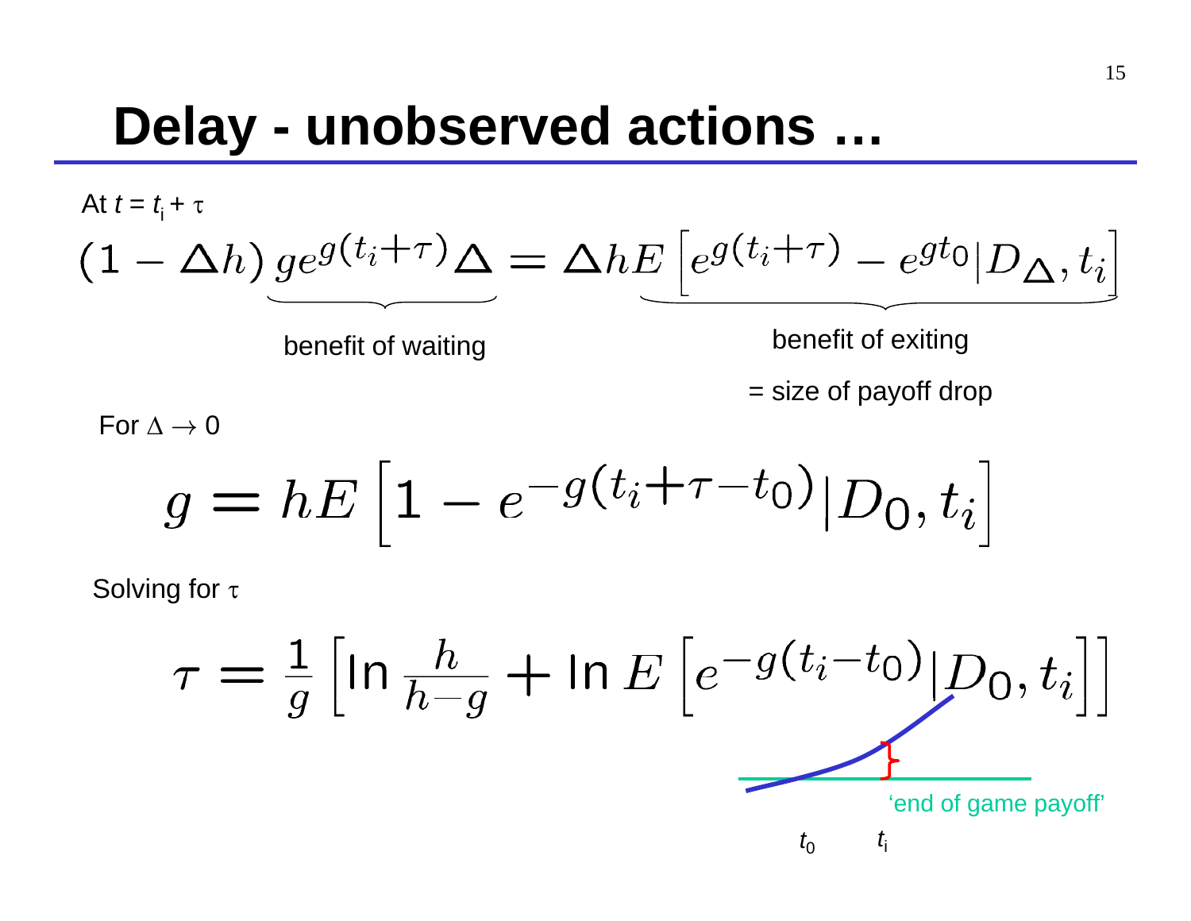# Delay - unobserved actions …

At $t = t_i + \tau$

$$(1 - \Delta h)\underbrace{g e^{g(t_i+\tau)}\Delta}_{\text{benefit of waiting}} = \Delta h \underbrace{E\left[e^{g(t_i+\tau)} - e^{g t_0} \middle| D_\Delta, t_i\right]}_{\text{benefit of exiting}}$$

= size of payoff drop

For $\Delta \to 0$

$$g = hE\left[1 - e^{-g(t_i+\tau-t_0)} \middle| D_0, t_i\right]$$

Solving for $\tau$

$$\tau = \frac{1}{g}\left[\ln\frac{h}{h-g} + \ln E\left[e^{-g(t_i-t_0)} \middle| D_0, t_i\right]\right]$$

'end of game payoff'

$t_0$ $t_i$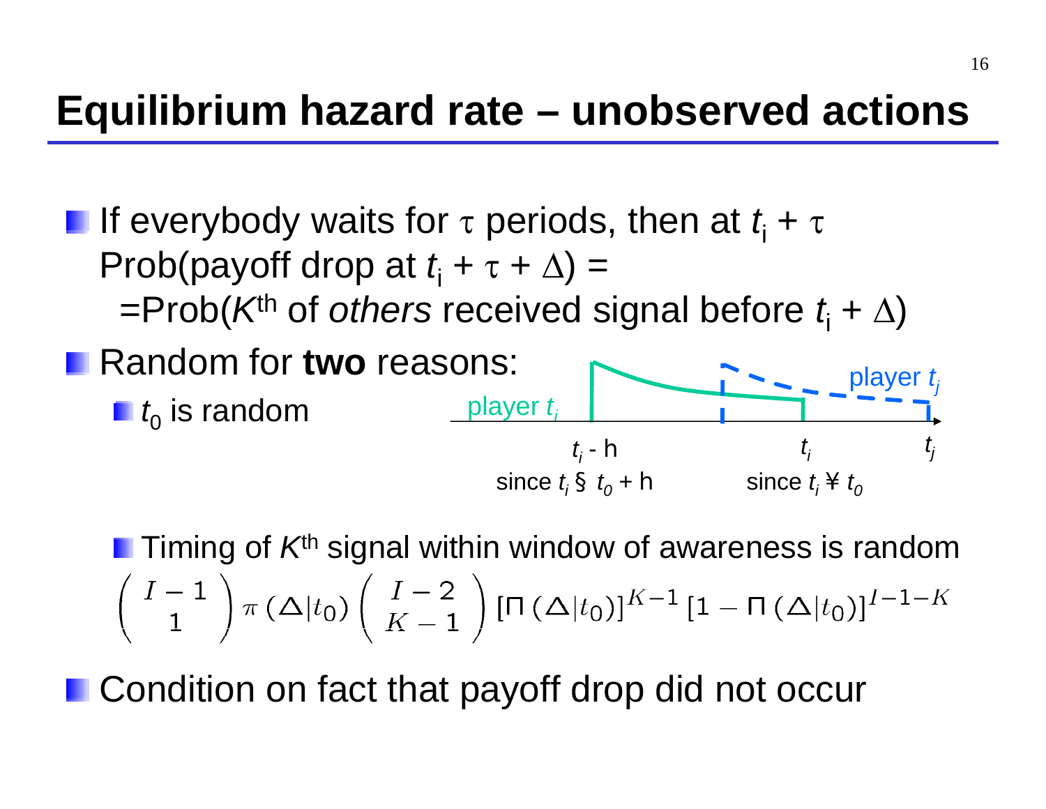# Equilibrium hazard rate – unobserved actions

- If everybody waits for $\tau$ periods, then at $t_i + \tau$ Prob(payoff drop at $t_i + \tau + \Delta$) =
  =Prob($K^{th}$ of *others* received signal before $t_i + \Delta$)
- Random for **two** reasons:
  - $t_0$ is random

player $t_i$ player $t_j$

$t_i$ - h since $t_i \leq t_0$ + h $t_i$ since $t_i \geq t_0$ $t_j$

  - Timing of $K^{th}$ signal within window of awareness is random

$$\left( \begin{array}{c} I-1 \\ 1 \end{array} \right) \pi \left( \Delta | t_0 \right) \left( \begin{array}{c} I-2 \\ K-1 \end{array} \right) \left[ \Pi \left( \Delta | t_0 \right) \right]^{K-1} \left[ 1 - \Pi \left( \Delta | t_0 \right) \right]^{I-1-K}$$

- Condition on fact that payoff drop did not occur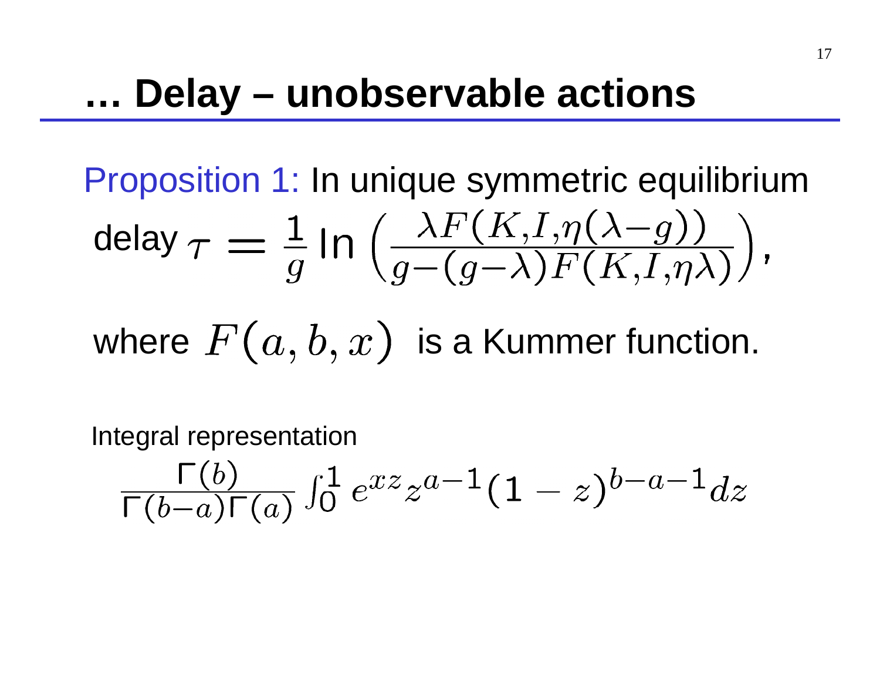# … Delay – unobservable actions

Proposition 1: In unique symmetric equilibrium delay $\tau = \frac{1}{g} \ln \left( \frac{\lambda F(K,I,\eta(\lambda - g))}{g - (g-\lambda) F(K,I,\eta\lambda)} \right)$,

where $F(a,b,x)$ is a Kummer function.

Integral representation

$$\frac{\Gamma(b)}{\Gamma(b-a)\Gamma(a)} \int_0^1 e^{xz} z^{a-1} (1-z)^{b-a-1} dz$$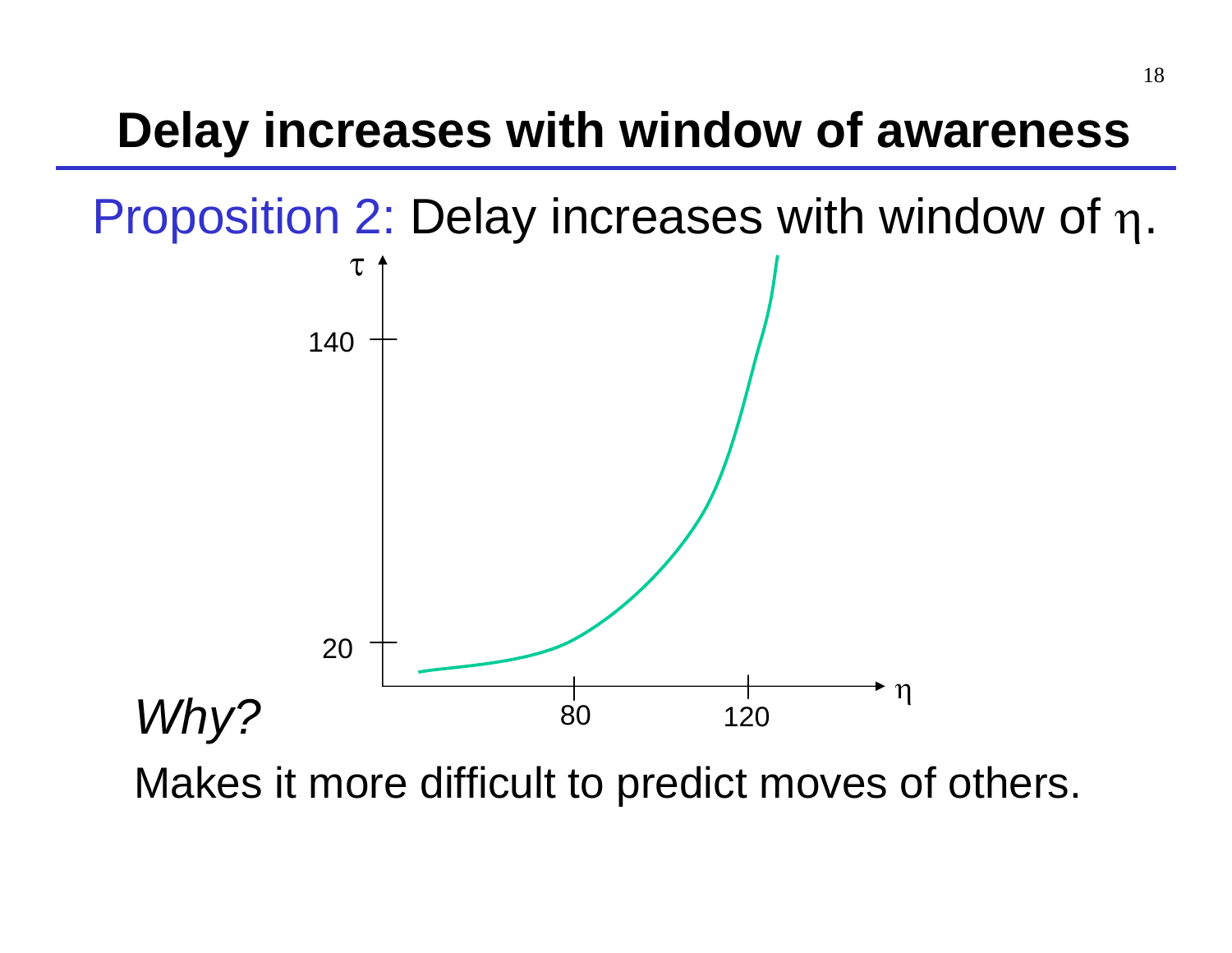# Delay increases with window of awareness

Proposition 2: Delay increases with window of $\eta$.

*Why?*

Makes it more difficult to predict moves of others.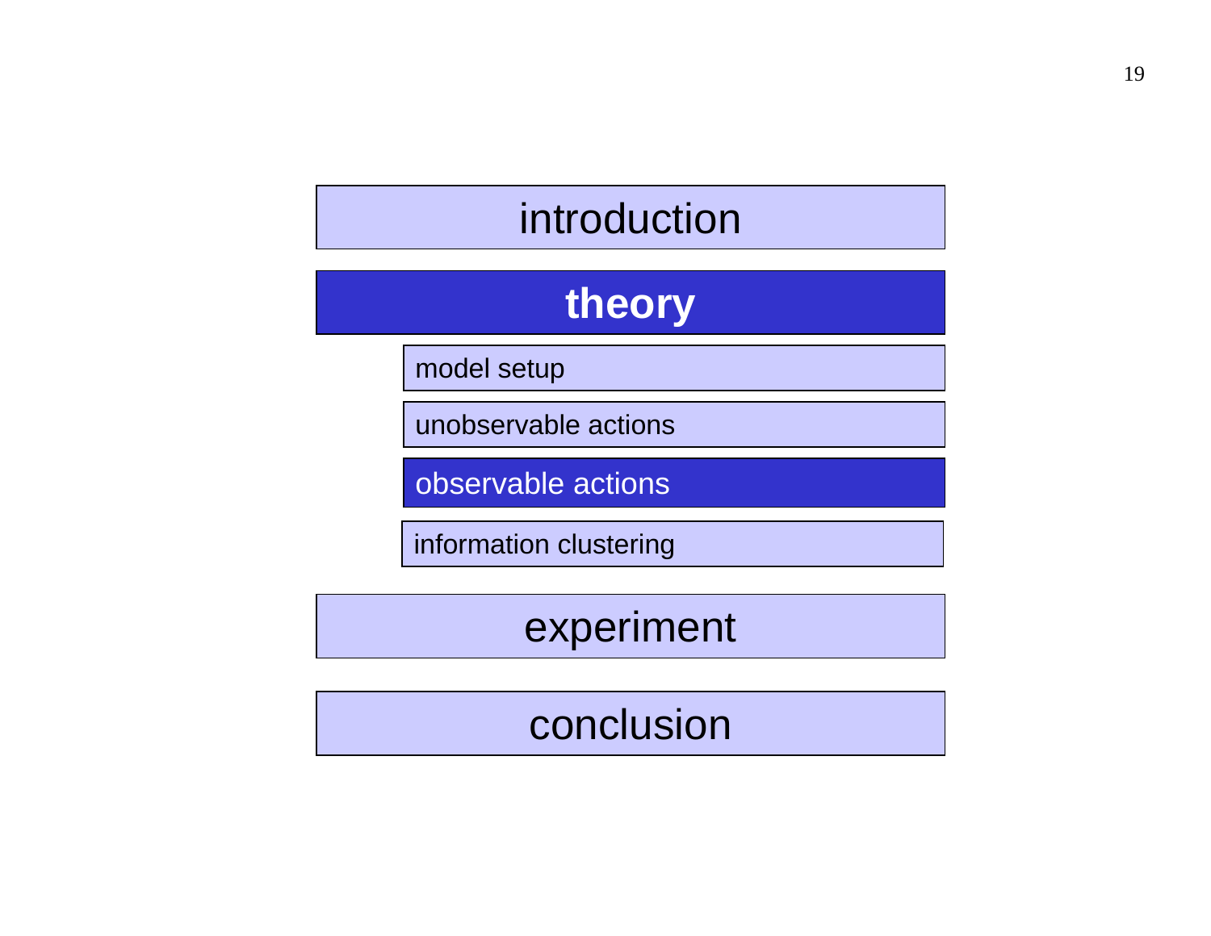- introduction
- **theory**
  - model setup
  - unobservable actions
  - **observable actions**
  - information clustering
- experiment
- conclusion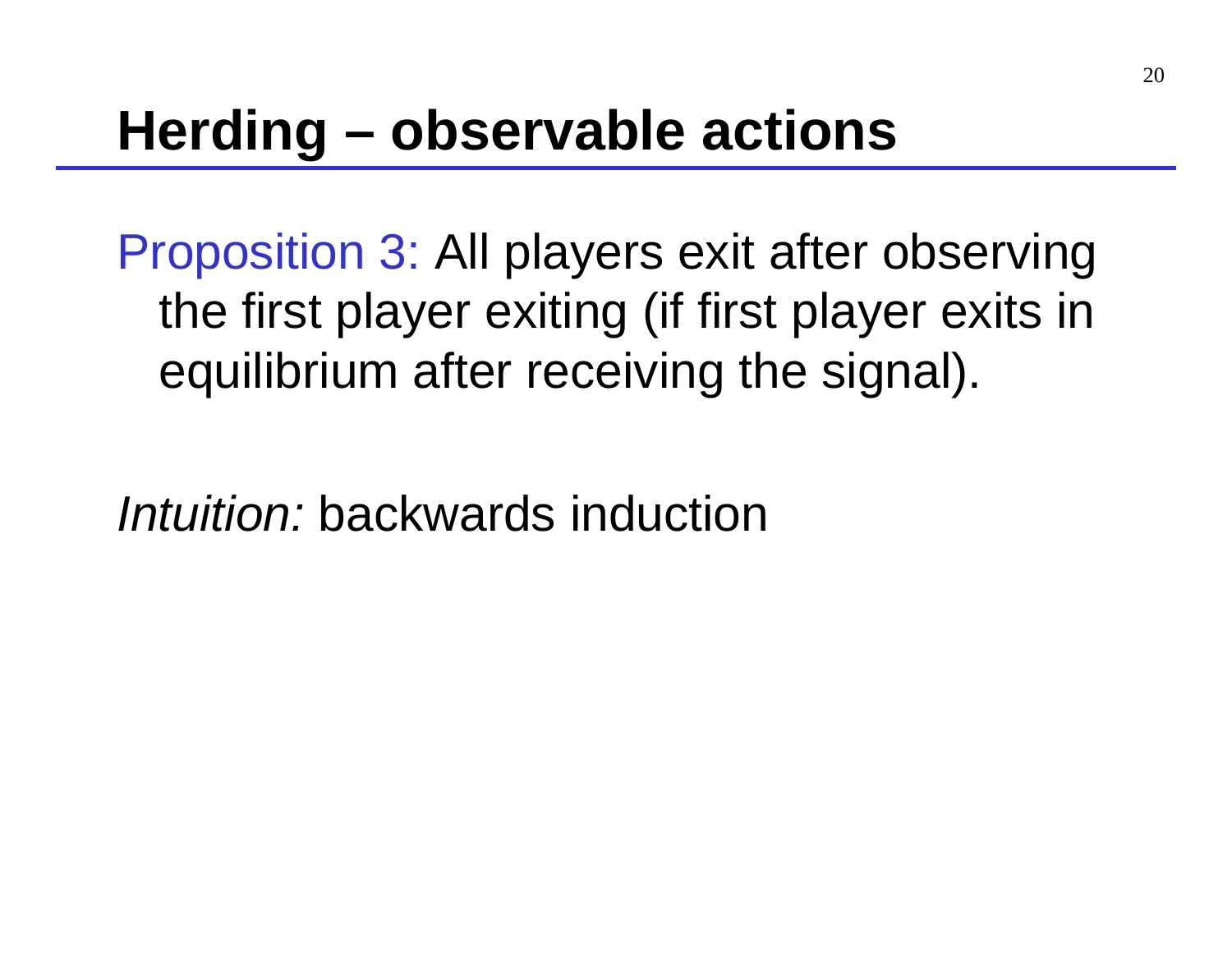# Herding – observable actions

Proposition 3: All players exit after observing the first player exiting (if first player exits in equilibrium after receiving the signal).

*Intuition:* backwards induction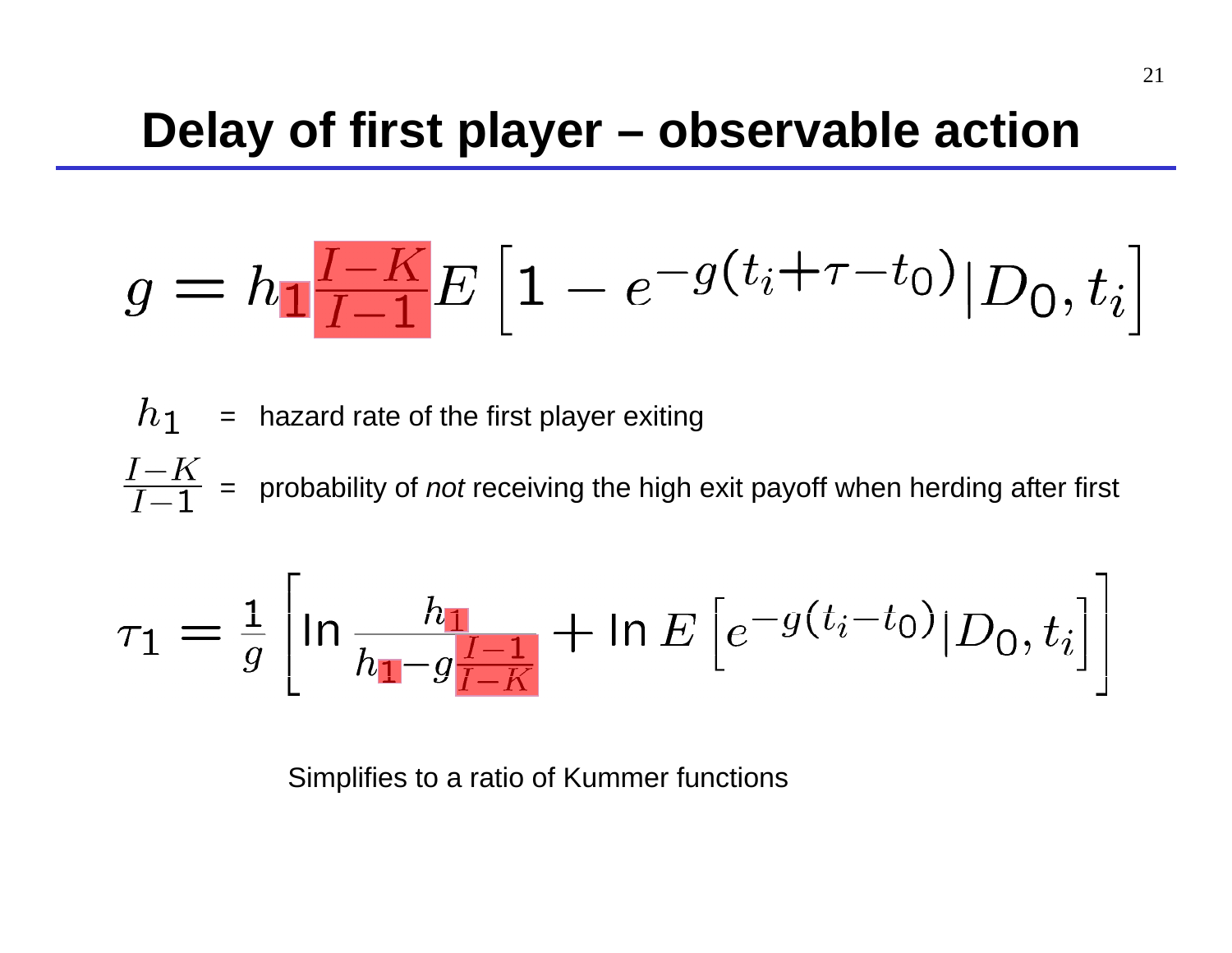# Delay of first player – observable action

$$g = h_1 \frac{I-K}{I-1} E\left[1 - e^{-g(t_i+\tau-t_0)} \middle| D_0, t_i\right]$$

$h_1$ = hazard rate of the first player exiting

$\frac{I-K}{I-1}$ = probability of *not* receiving the high exit payoff when herding after first

$$\tau_1 = \frac{1}{g}\left[\ln \frac{h_1}{h_1 - g\frac{I-1}{I-K}} + \ln E\left[e^{-g(t_i-t_0)} \middle| D_0, t_i\right]\right]$$

Simplifies to a ratio of Kummer functions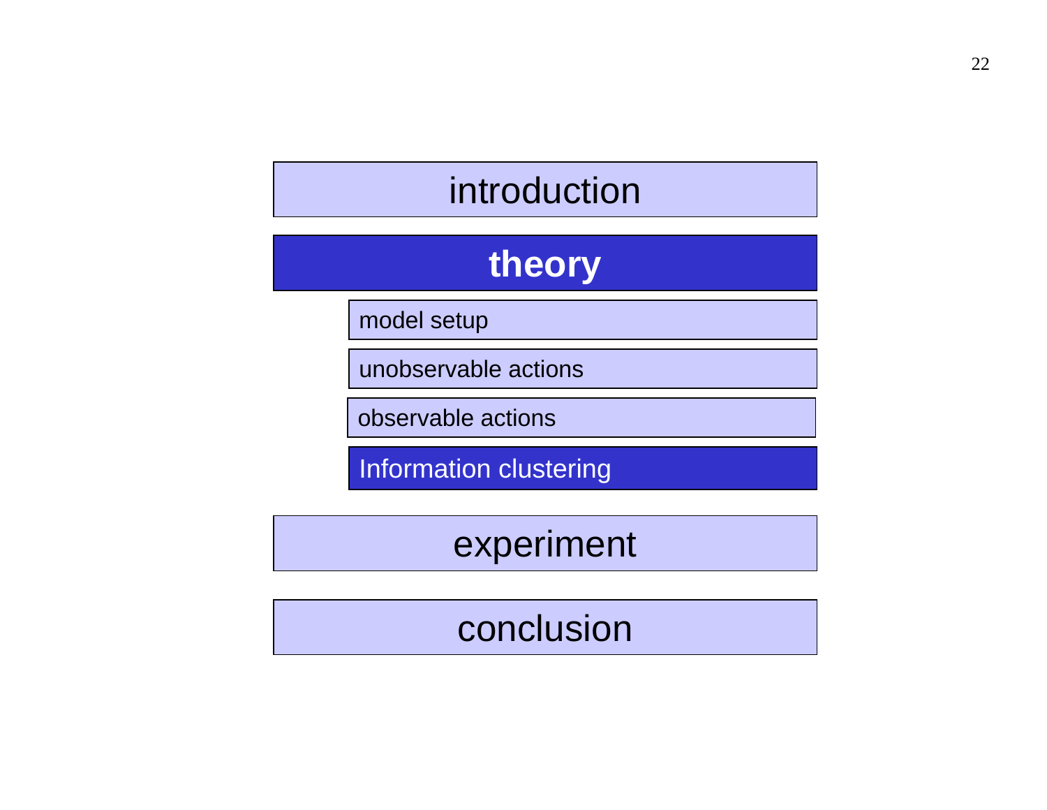- introduction
- **theory**
  - model setup
  - unobservable actions
  - observable actions
  - **Information clustering**
- experiment
- conclusion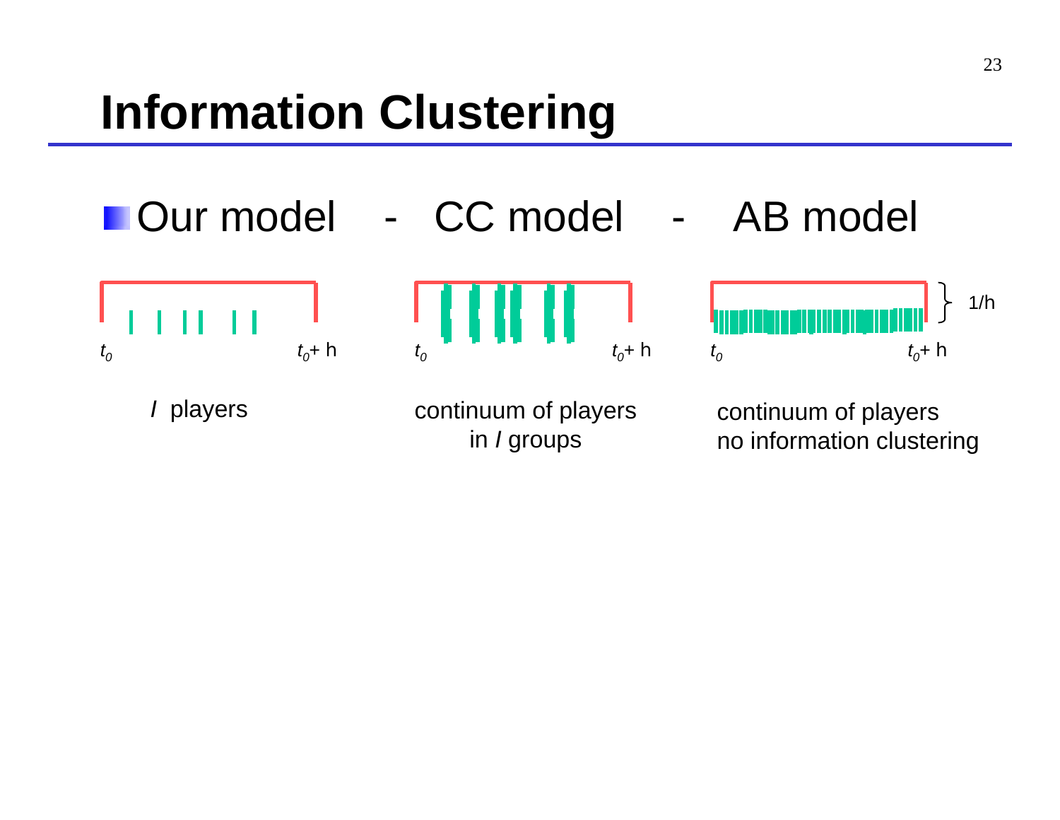# Information Clustering

- Our model - CC model - AB model

$t_0$ $t_0$+ h $t_0$ $t_0$+ h $t_0$ $t_0$+ h 1/h

*I* players

continuum of players in *I* groups

continuum of players no information clustering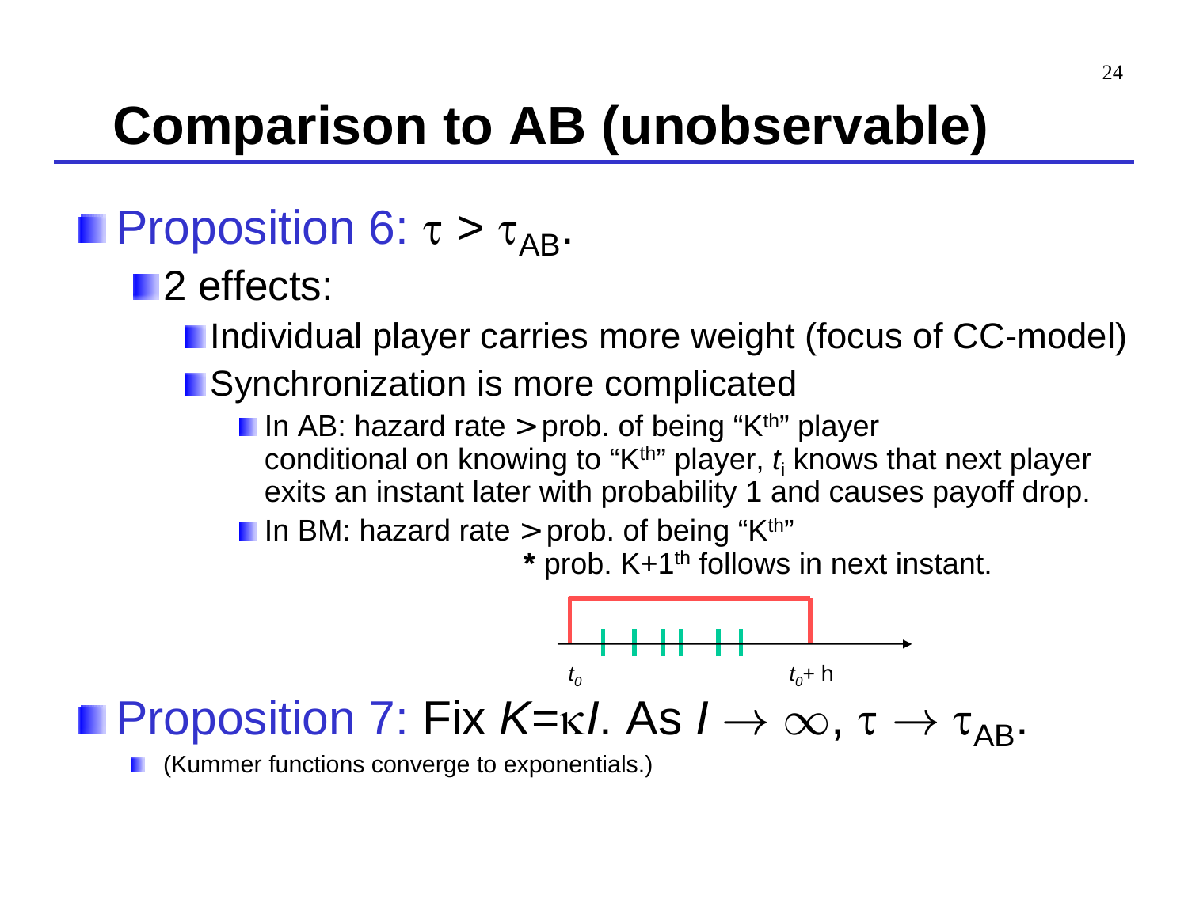# Comparison to AB (unobservable)

- Proposition 6: $\tau > \tau_{AB}$.
  - 2 effects:
    - Individual player carries more weight (focus of CC-model)
    - Synchronization is more complicated
      - In AB: hazard rate > prob. of being "$K^{th}$" player
        conditional on knowing to "$K^{th}$" player, $t_i$ knows that next player exits an instant later with probability 1 and causes payoff drop.
      - In BM: hazard rate > prob. of being "$K^{th}$"
        * prob. $K+1^{th}$ follows in next instant.

$t_0$ $\qquad$ $t_0$+ h

- Proposition 7: Fix $K=\kappa I$. As $I \to \infty$, $\tau \to \tau_{AB}$.
  - (Kummer functions converge to exponentials.)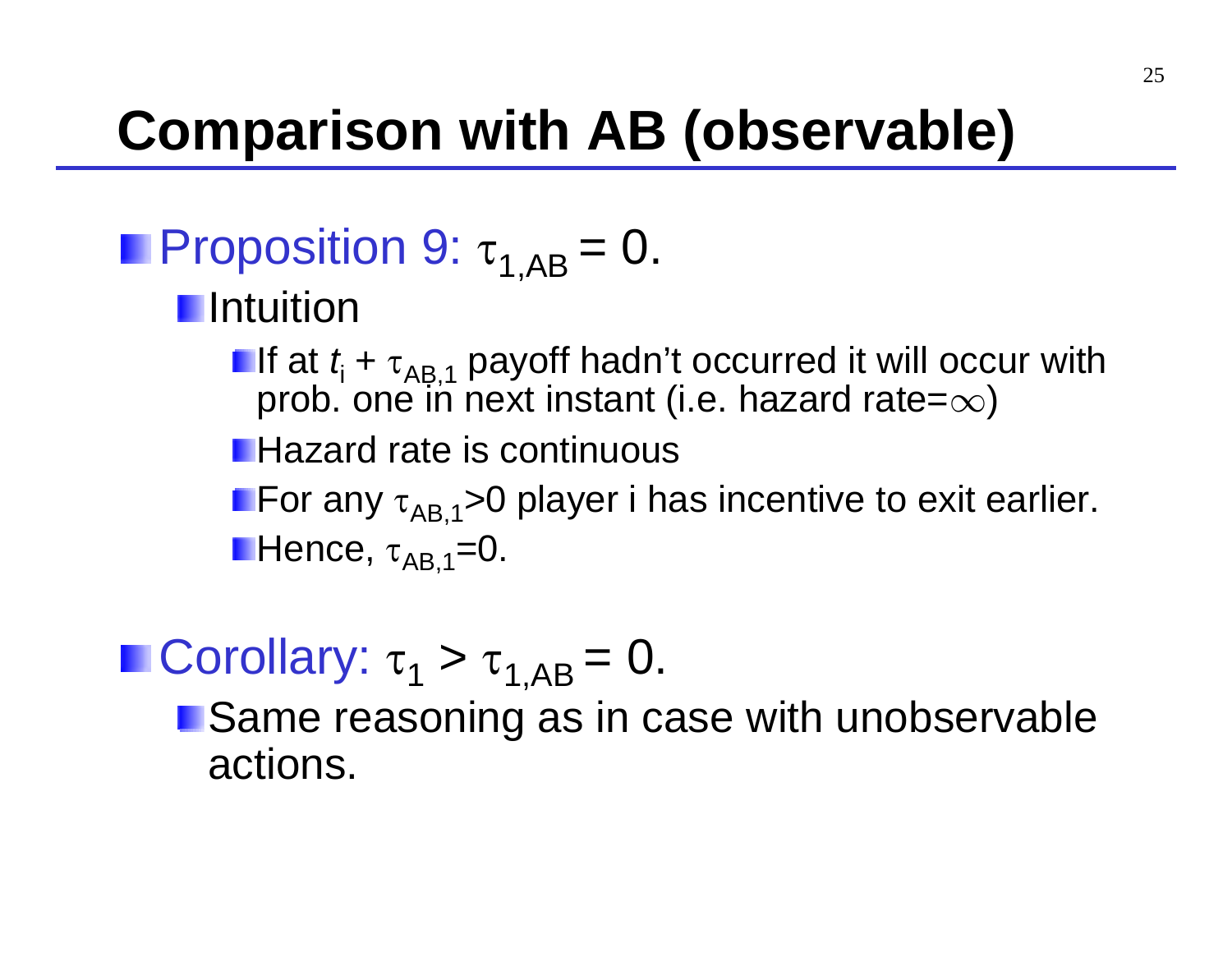# Comparison with AB (observable)

- Proposition 9: $\tau_{1,AB} = 0$.
  - Intuition
    - If at $t_i + \tau_{AB,1}$ payoff hadn't occurred it will occur with prob. one in next instant (i.e. hazard rate=$\infty$)
    - Hazard rate is continuous
    - For any $\tau_{AB,1}>0$ player i has incentive to exit earlier.
    - Hence, $\tau_{AB,1}=0$.

- Corollary: $\tau_1 > \tau_{1,AB} = 0$.
  - Same reasoning as in case with unobservable actions.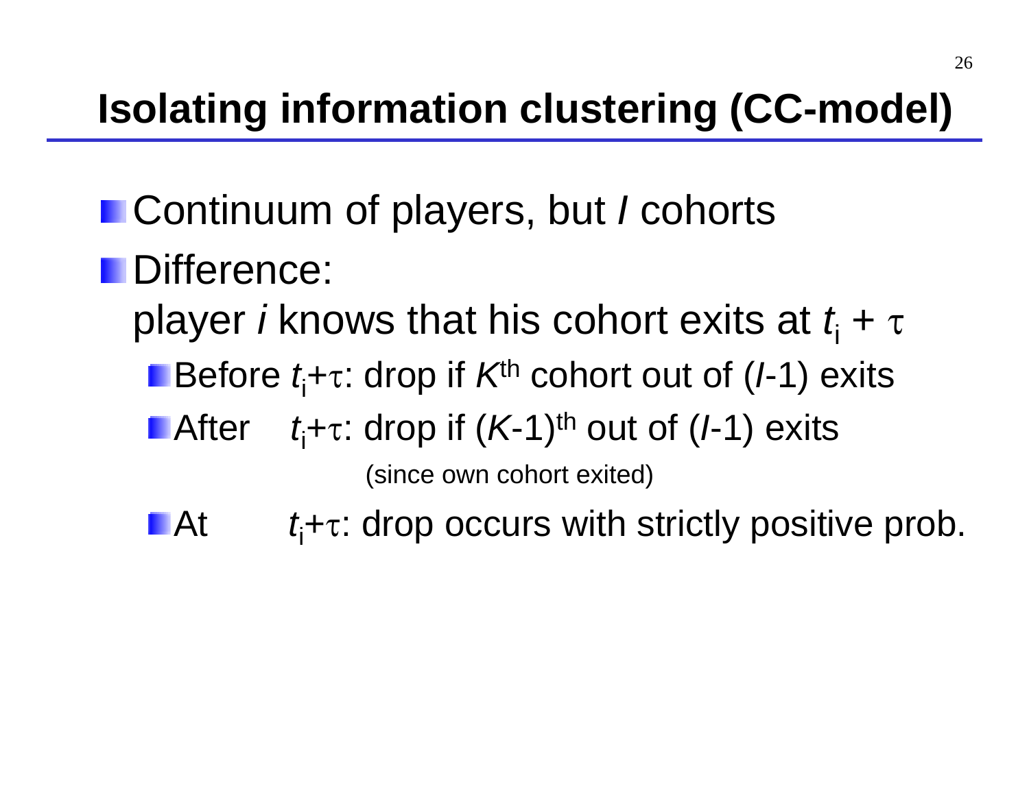# Isolating information clustering (CC-model)

- Continuum of players, but $I$ cohorts
- Difference:
  player $i$ knows that his cohort exits at $t_i + \tau$
  - Before $t_i+\tau$: drop if $K^{th}$ cohort out of ($I$-1) exits
  - After $t_i+\tau$: drop if $(K\text{-}1)^{th}$ out of ($I$-1) exits
    (since own cohort exited)
  - At $t_i+\tau$: drop occurs with strictly positive prob.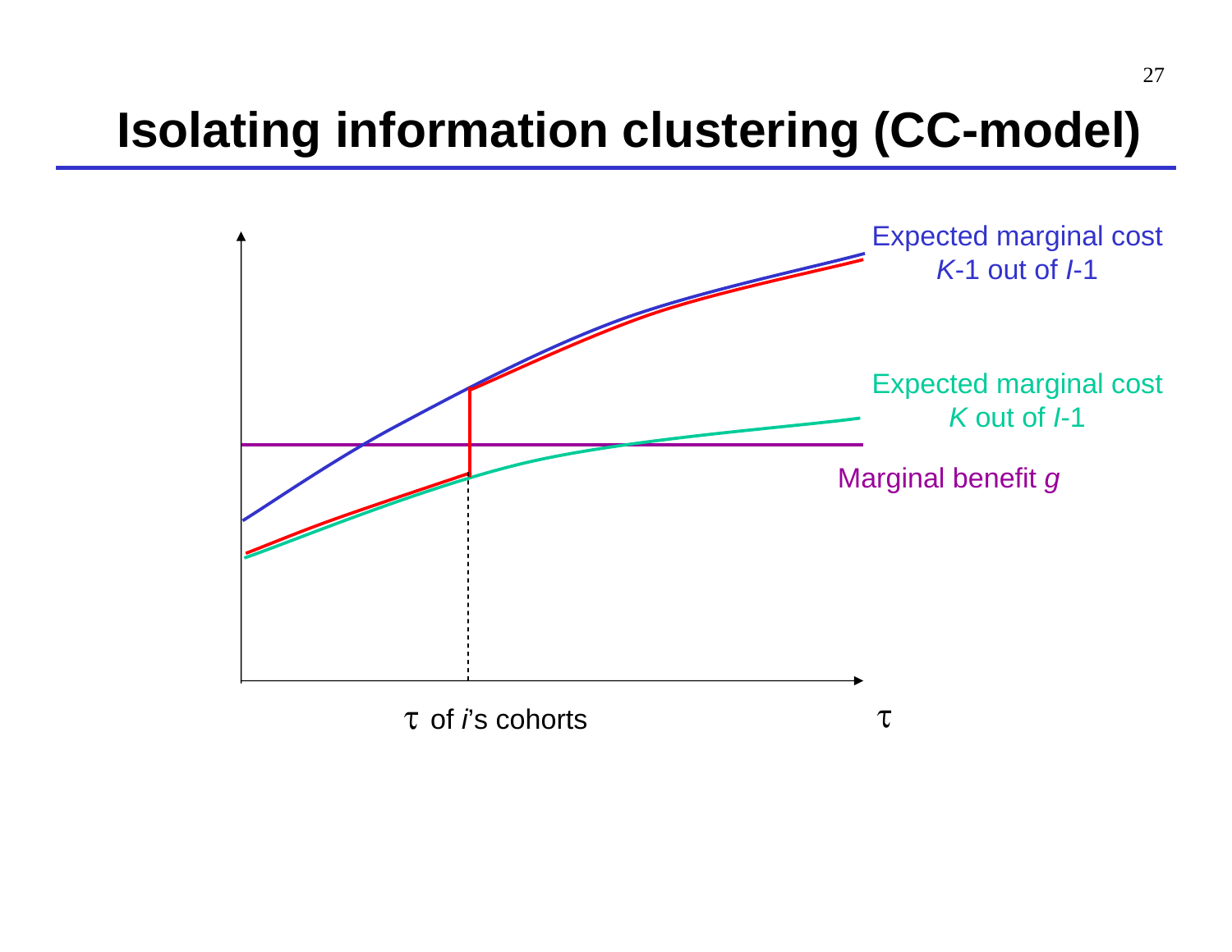# Isolating information clustering (CC-model)

Expected marginal cost
$K$-1 out of $I$-1

Expected marginal cost
$K$ out of $I$-1

Marginal benefit $g$

$\tau$ of $i$'s cohorts

$\tau$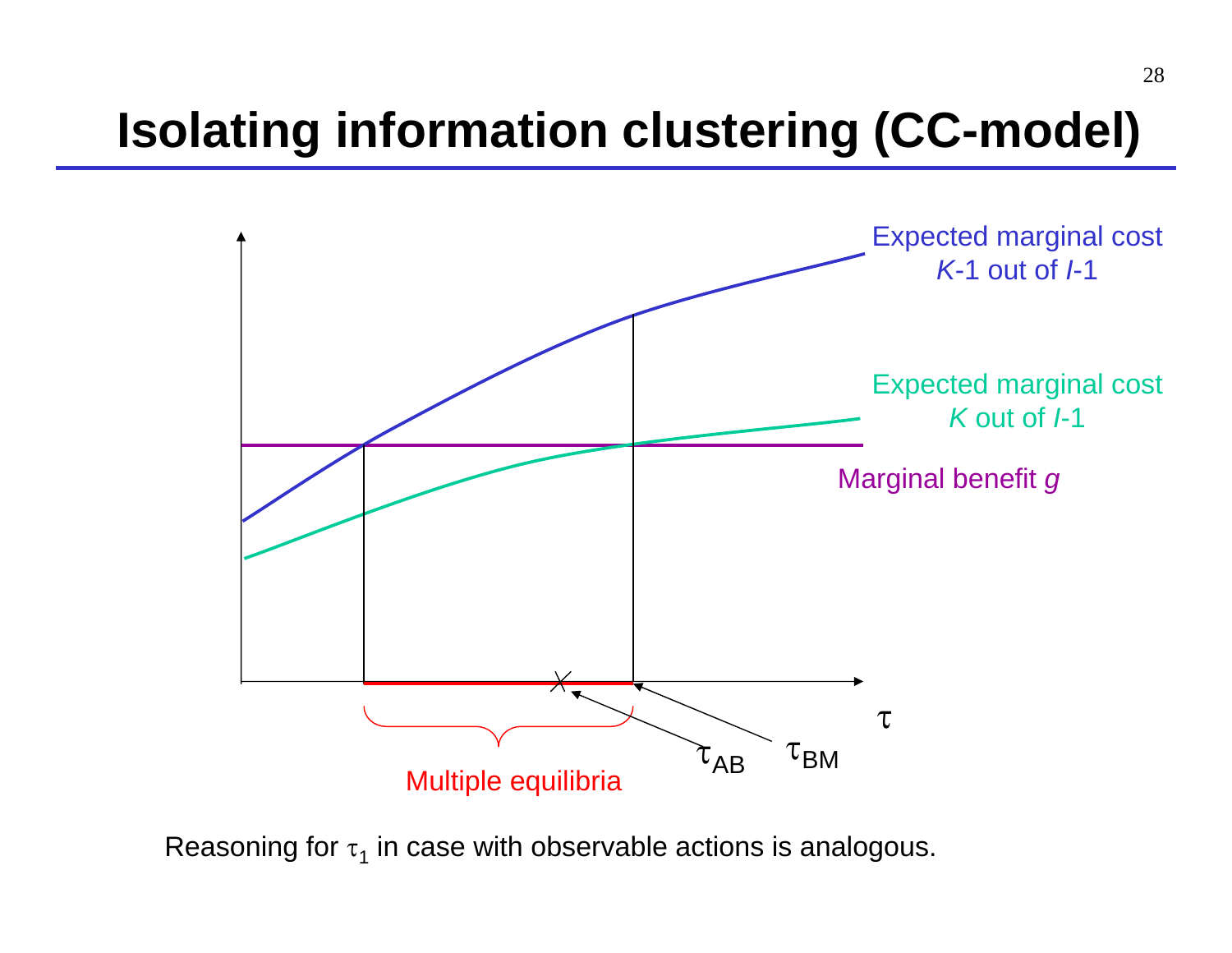# Isolating information clustering (CC-model)

Expected marginal cost $K$-1 out of $I$-1

Expected marginal cost $K$ out of $I$-1

Marginal benefit $g$

$\tau$

$\tau_{AB}$ $\tau_{BM}$

Multiple equilibria

Reasoning for $\tau_1$ in case with observable actions is analogous.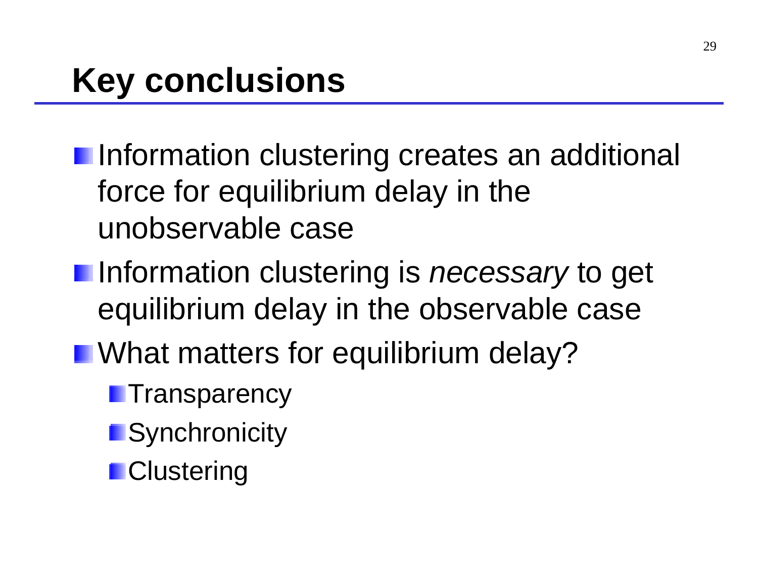# Key conclusions

- Information clustering creates an additional force for equilibrium delay in the unobservable case
- Information clustering is *necessary* to get equilibrium delay in the observable case
- What matters for equilibrium delay?
  - Transparency
  - Synchronicity
  - Clustering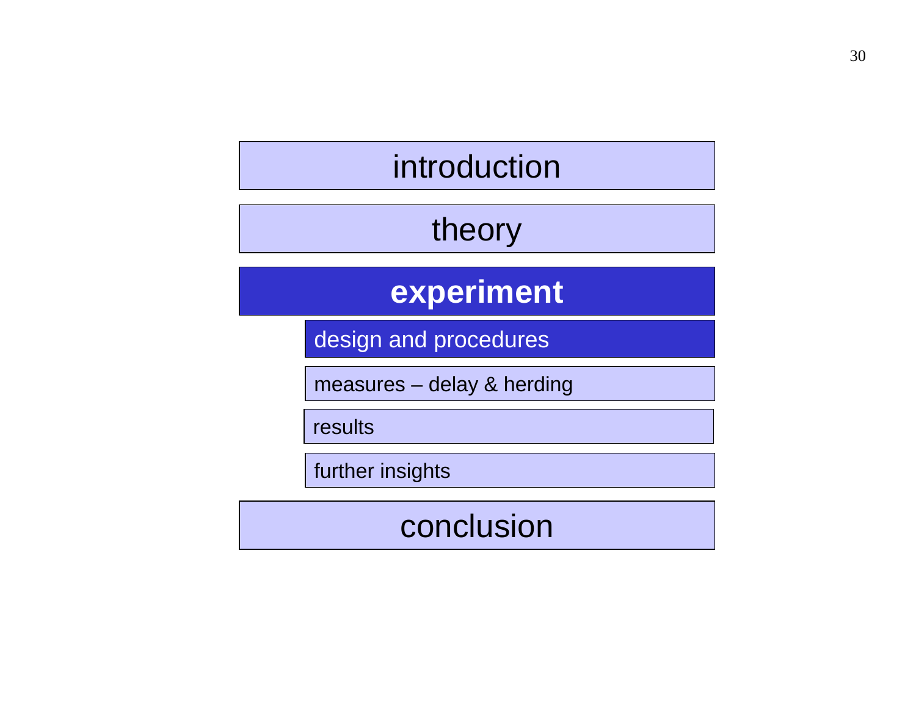- introduction
- theory
- **experiment**
  - **design and procedures**
  - measures – delay & herding
  - results
  - further insights
- conclusion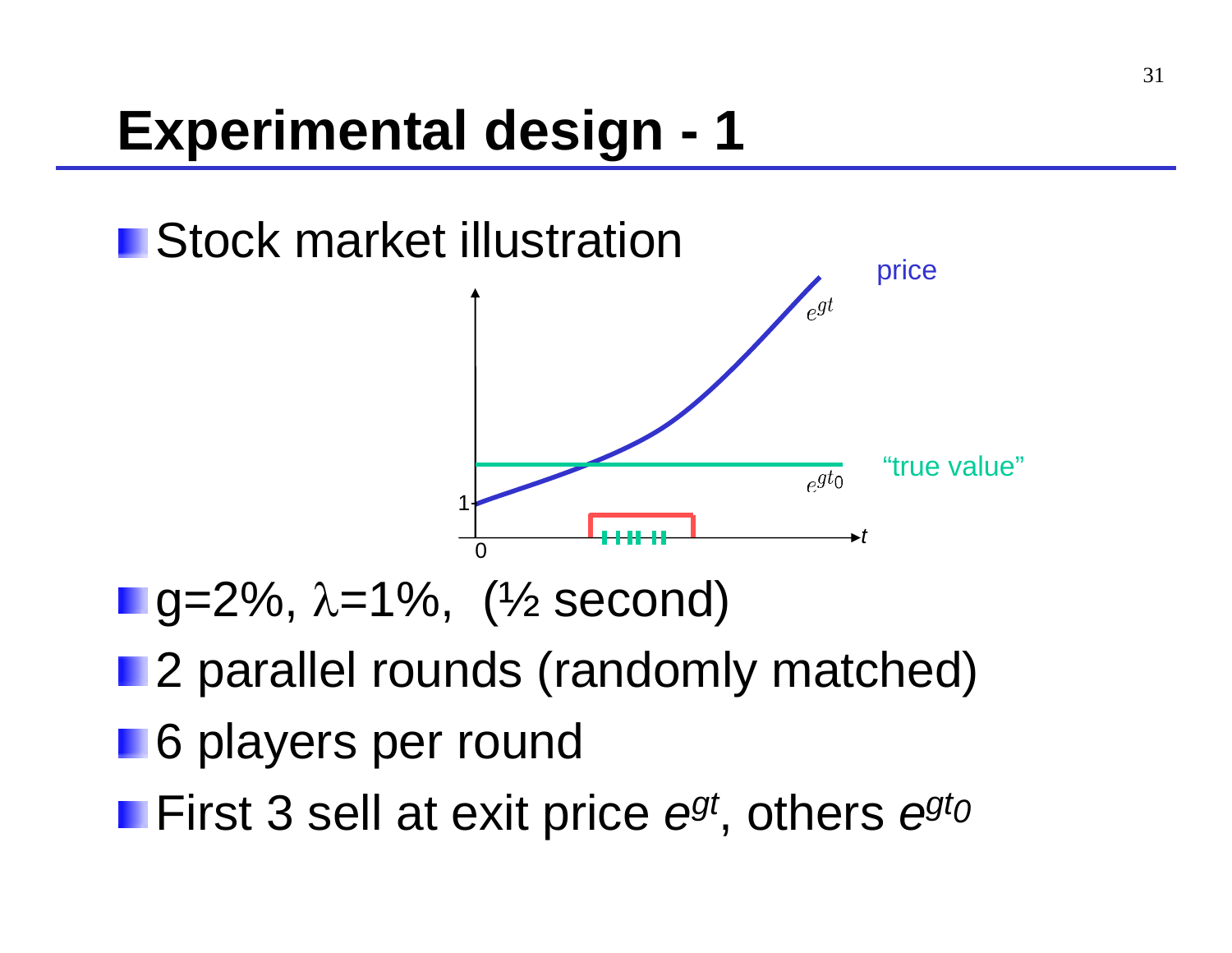# Experimental design - 1

- Stock market illustration

price

$e^{gt}$

"true value"

$e^{gt_0}$

1

0

$t$

- $g$=2%, $\lambda$=1%, (½ second)
- 2 parallel rounds (randomly matched)
- 6 players per round
- First 3 sell at exit price $e^{gt}$, others $e^{gt_0}$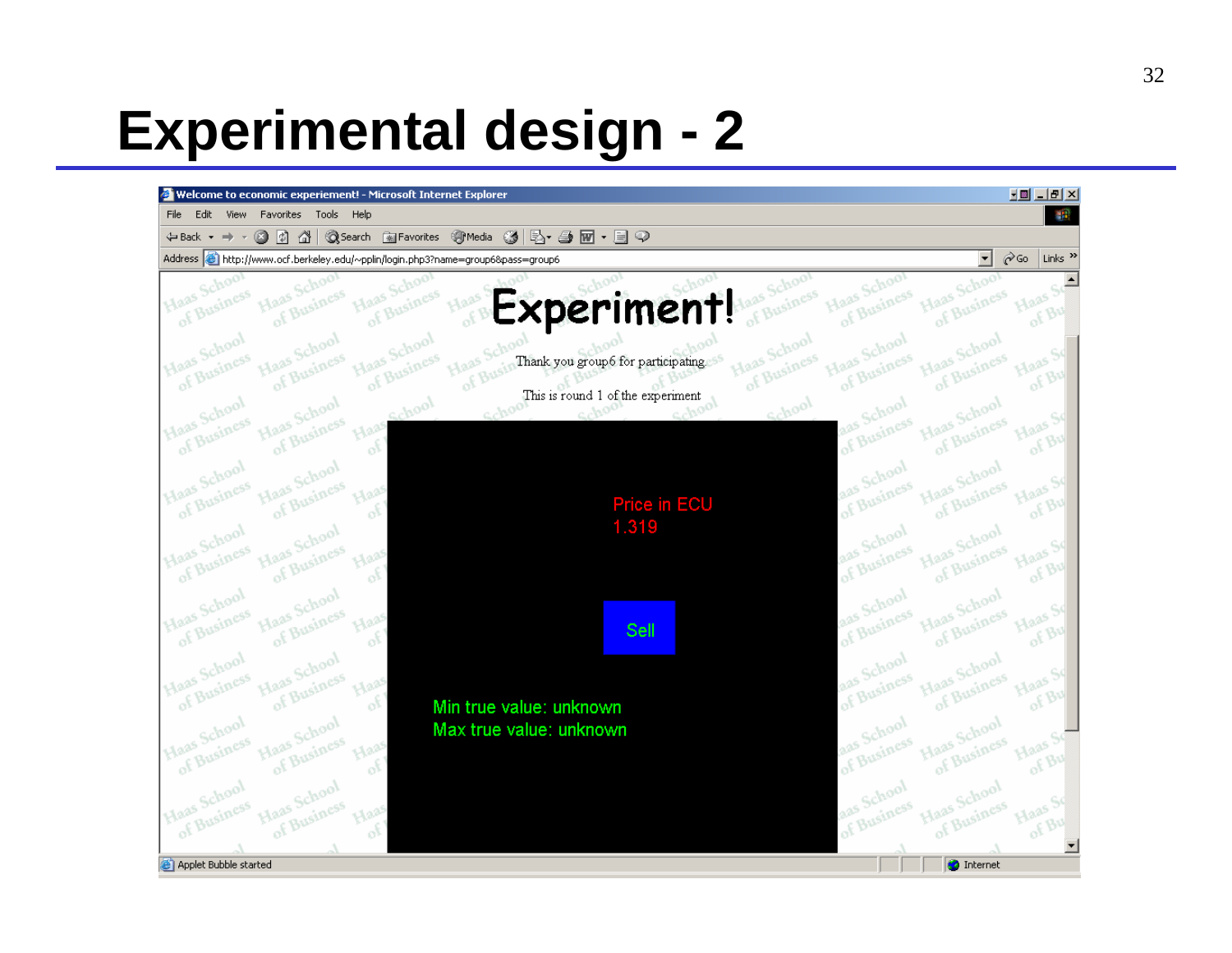# Experimental design - 2

Welcome to economic experiement! - Microsoft Internet Explorer

Address: http://www.ocf.berkeley.edu/~pplin/login.php3?name=group6&pass=group6

Experiment!

Thank you group6 for participating.

This is round 1 of the experiment

Price in ECU
1.319

Sell

Min true value: unknown
Max true value: unknown

Applet Bubble started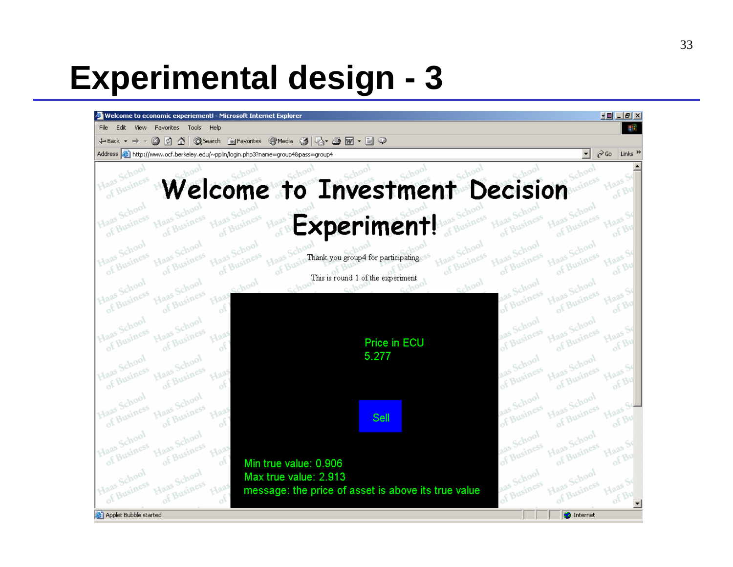# Experimental design - 3

Welcome to economic experiement! - Microsoft Internet Explorer

http://www.ocf.berkeley.edu/~pplin/login.php3?name=group4&pass=group4

## Welcome to Investment Decision Experiment!

Thank you group4 for participating

This is round 1 of the experiment

Price in ECU
5.277

Sell

Min true value: 0.906
Max true value: 2.913
message: the price of asset is above its true value

Applet Bubble started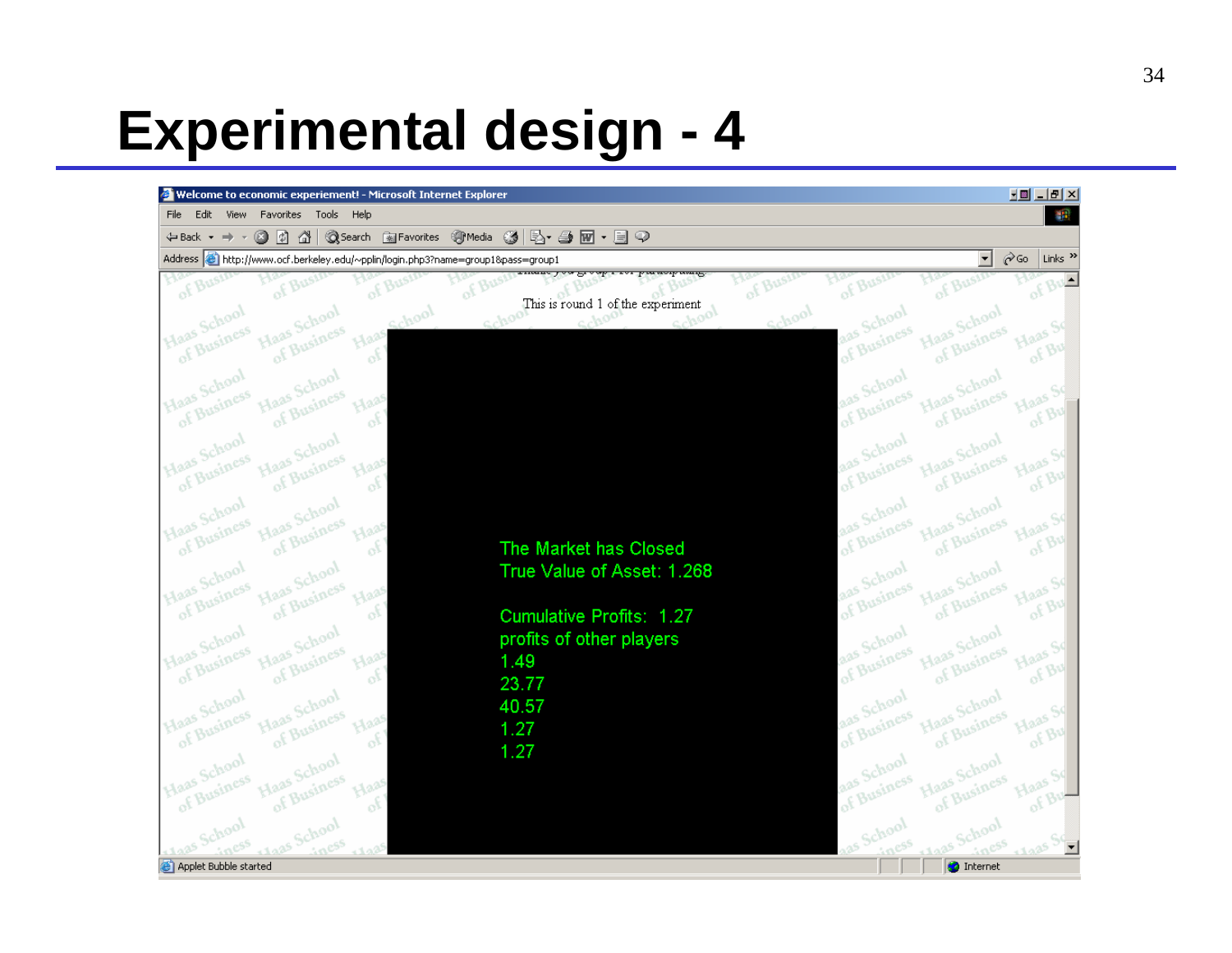# Experimental design - 4

Welcome to economic experiment! - Microsoft Internet Explorer

Address: http://www.ocf.berkeley.edu/~pplin/login.php3?name=group1&pass=group1

This is round 1 of the experiment

The Market has Closed
True Value of Asset: 1.268

Cumulative Profits: 1.27
profits of other players
1.49
23.77
40.57
1.27
1.27

Applet Bubble started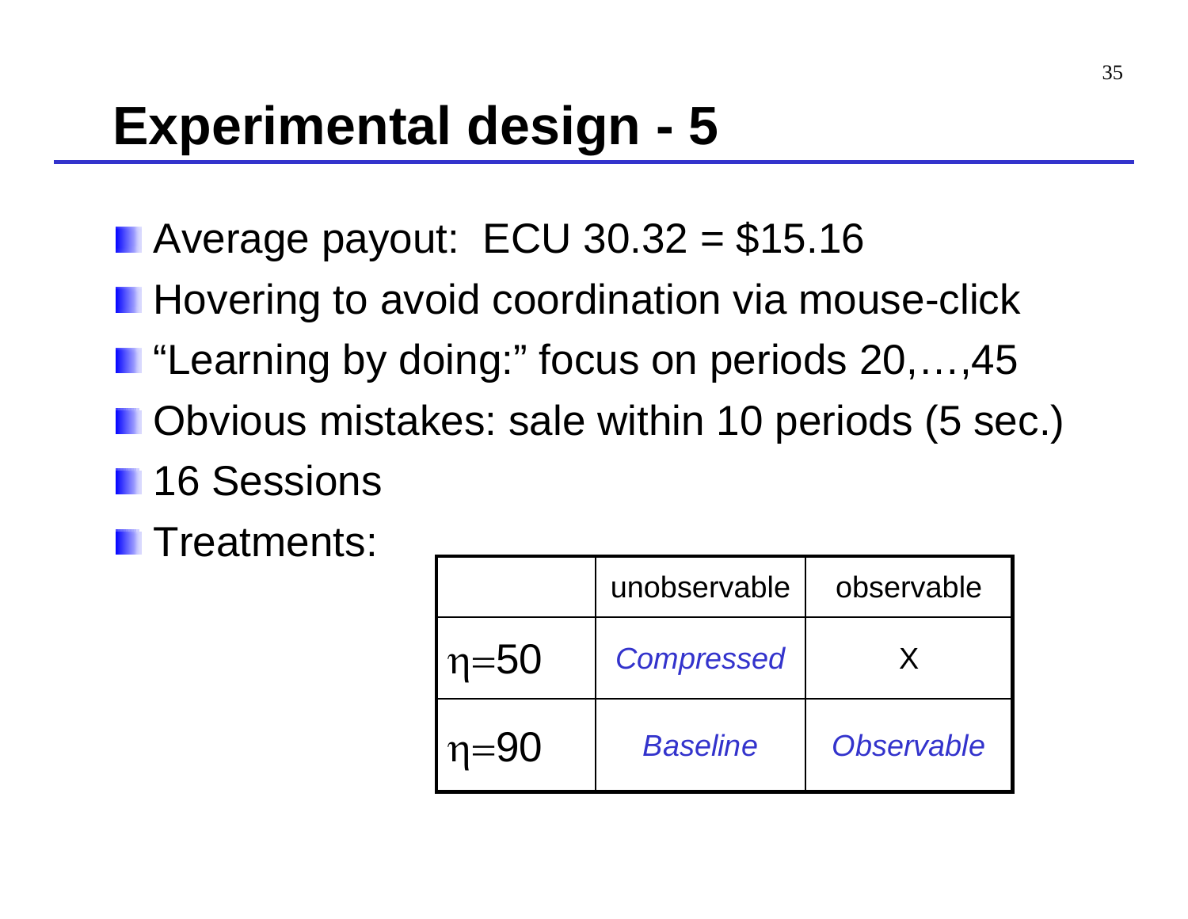# Experimental design - 5

- Average payout: ECU 30.32 = $15.16
- Hovering to avoid coordination via mouse-click
- "Learning by doing:" focus on periods 20,…,45
- Obvious mistakes: sale within 10 periods (5 sec.)
- 16 Sessions
- Treatments:

| | unobservable | observable |
|---|---|---|
| $\eta=50$ | *Compressed* | X |
| $\eta=90$ | *Baseline* | *Observable* |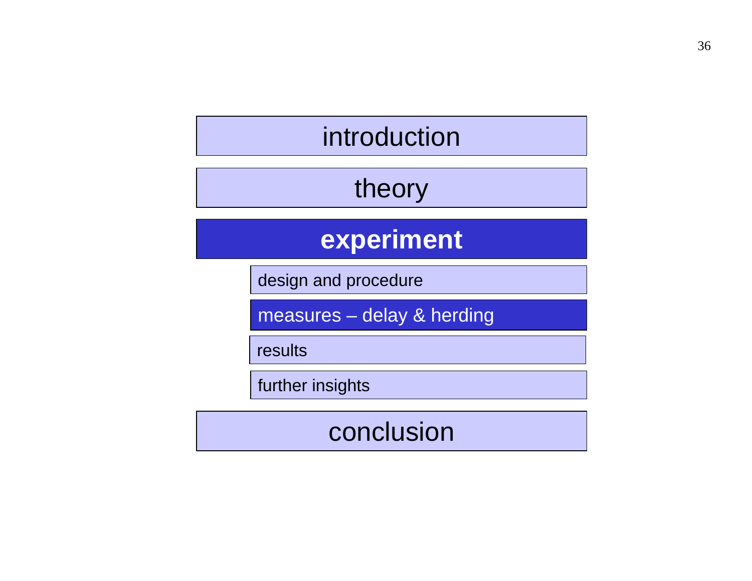- introduction
- theory
- **experiment**
  - design and procedure
  - **measures – delay & herding**
  - results
  - further insights
- conclusion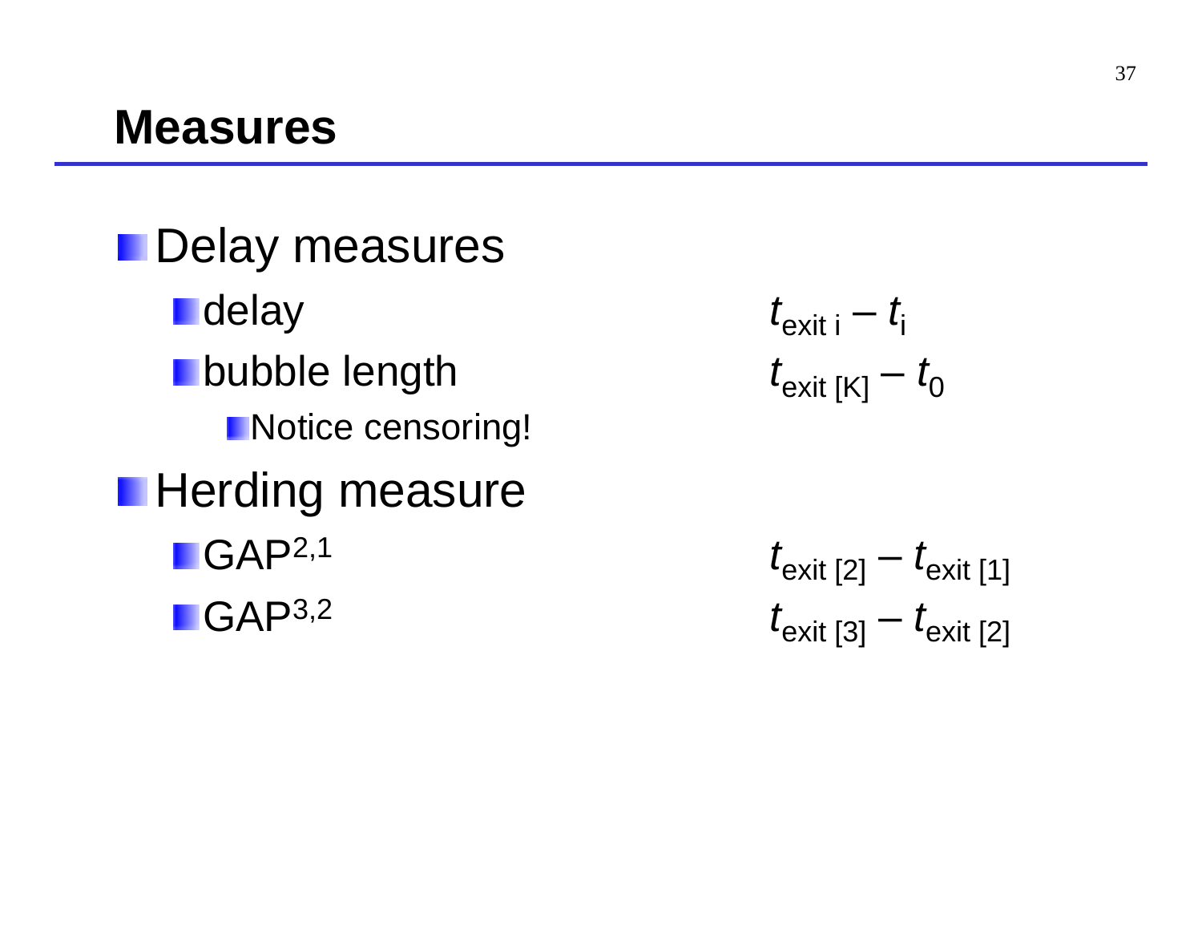## Measures

- Delay measures
  - delay — $t_{\text{exit } i} - t_i$
  - bubble length — $t_{\text{exit } [K]} - t_0$
    - Notice censoring!
- Herding measure
  - $\text{GAP}^{2,1}$ — $t_{\text{exit } [2]} - t_{\text{exit } [1]}$
  - $\text{GAP}^{3,2}$ — $t_{\text{exit } [3]} - t_{\text{exit } [2]}$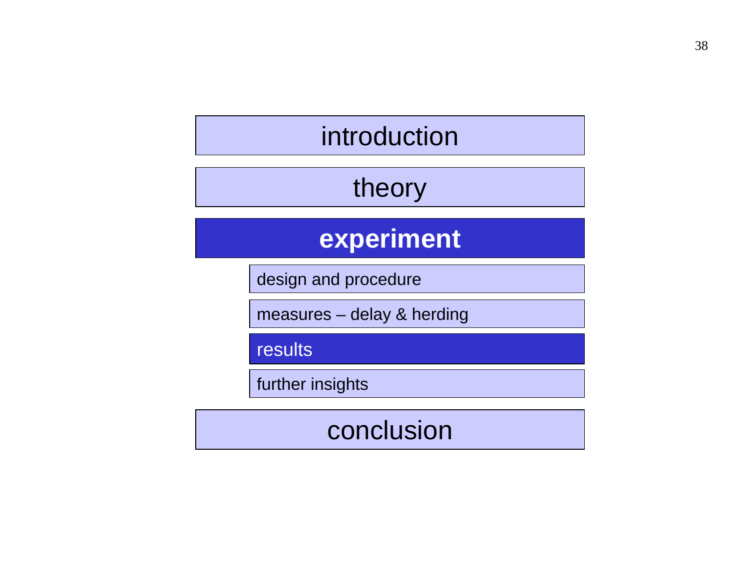- introduction
- theory
- **experiment**
  - design and procedure
  - measures – delay & herding
  - **results**
  - further insights
- conclusion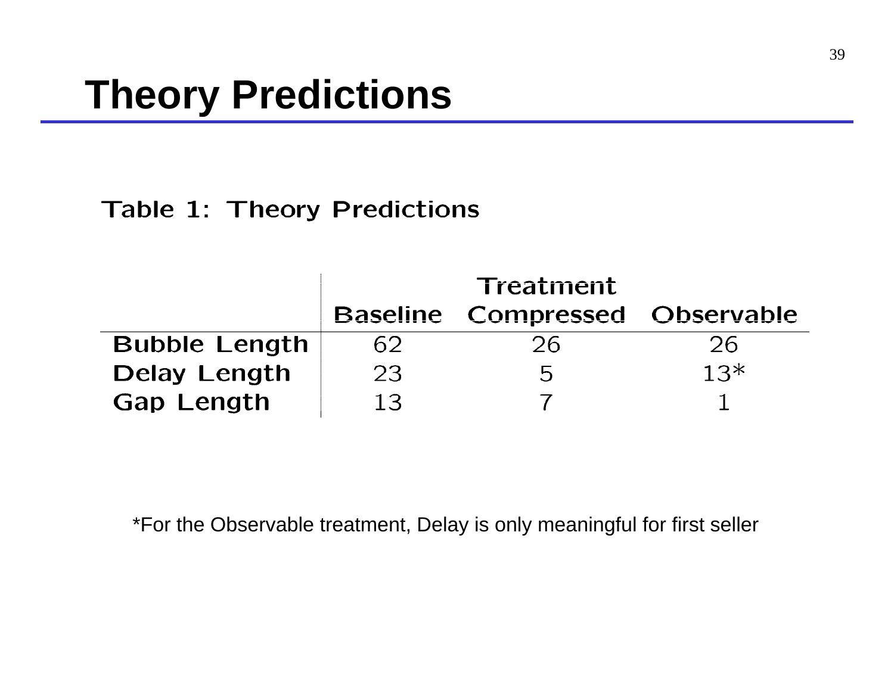# Theory Predictions

Table 1: Theory Predictions

| | Treatment | | |
|---|---|---|---|
| | Baseline | Compressed | Observable |
| **Bubble Length** | 62 | 26 | 26 |
| **Delay Length** | 23 | 5 | 13* |
| **Gap Length** | 13 | 7 | 1 |

*For the Observable treatment, Delay is only meaningful for first seller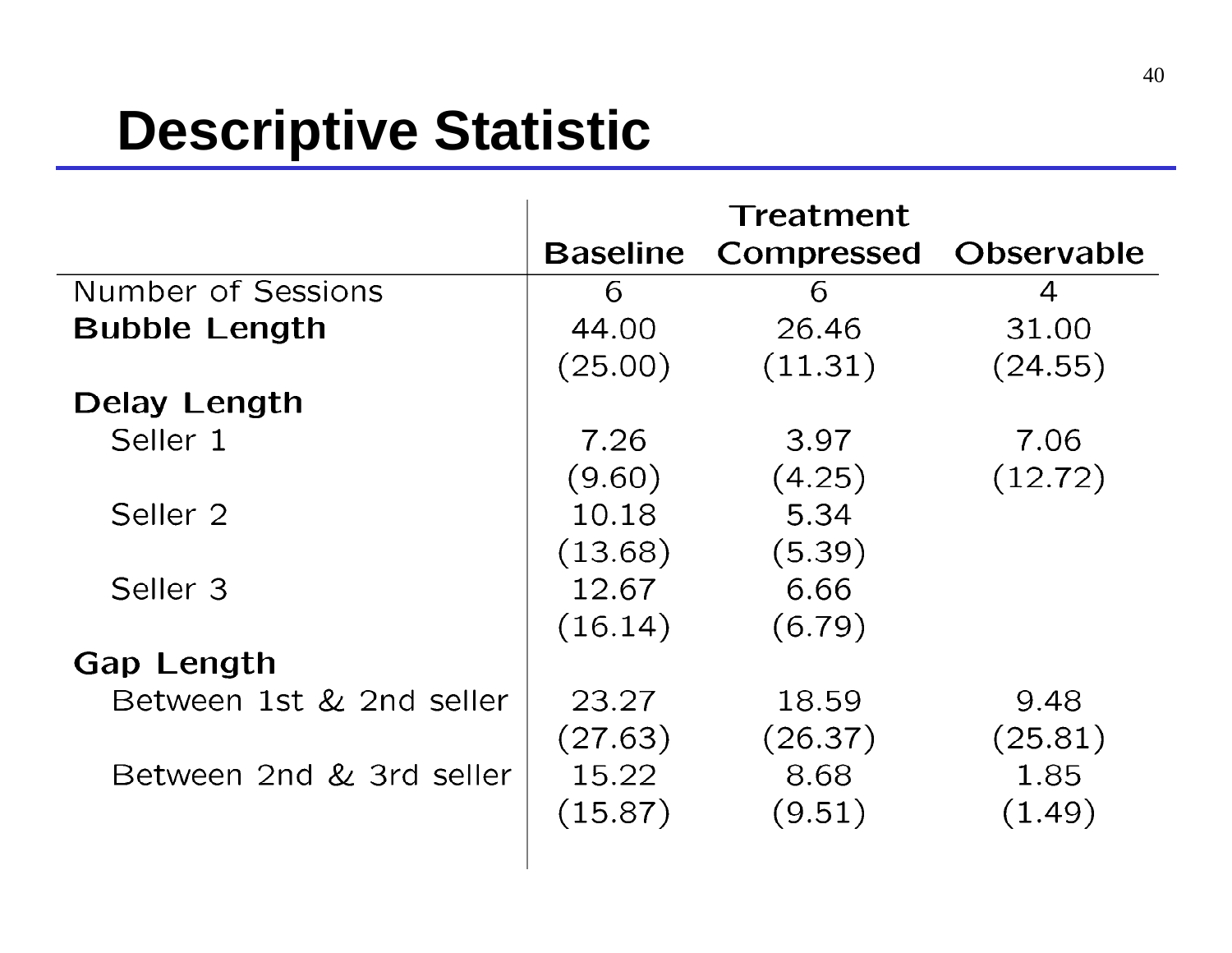# Descriptive Statistic

| | Treatment | | |
|---|---|---|---|
| | Baseline | Compressed | Observable |
| Number of Sessions | 6 | 6 | 4 |
| **Bubble Length** | 44.00 | 26.46 | 31.00 |
| | (25.00) | (11.31) | (24.55) |
| **Delay Length** | | | |
| Seller 1 | 7.26 | 3.97 | 7.06 |
| | (9.60) | (4.25) | (12.72) |
| Seller 2 | 10.18 | 5.34 | |
| | (13.68) | (5.39) | |
| Seller 3 | 12.67 | 6.66 | |
| | (16.14) | (6.79) | |
| **Gap Length** | | | |
| Between 1st & 2nd seller | 23.27 | 18.59 | 9.48 |
| | (27.63) | (26.37) | (25.81) |
| Between 2nd & 3rd seller | 15.22 | 8.68 | 1.85 |
| | (15.87) | (9.51) | (1.49) |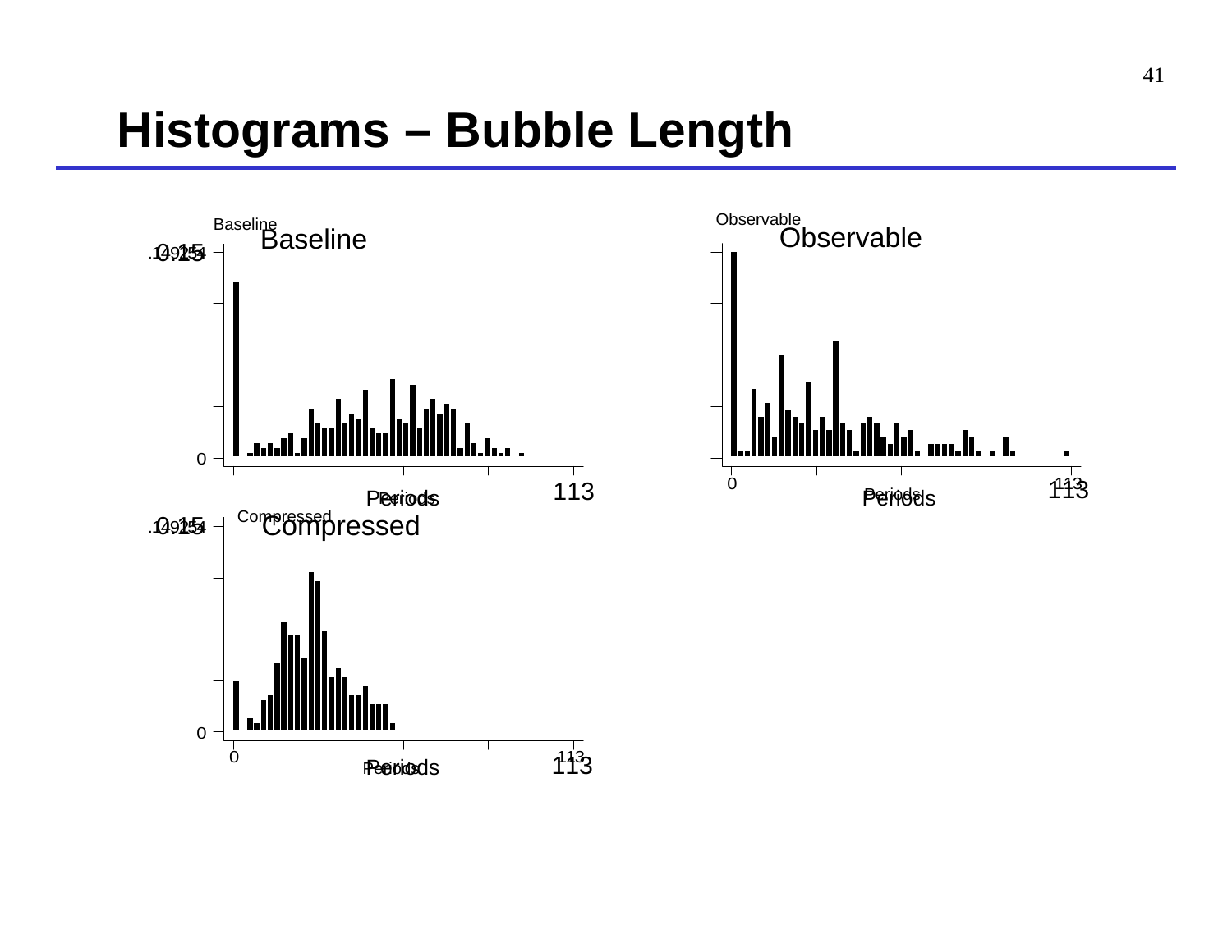# Histograms – Bubble Length

Baseline

Baseline

.149254
0.15

0

113

Periods
Periods

Observable

Observable

0

113
113

Periods
Periods

Compressed

Compressed

.149254
0.15

0

0

113
113

Periods
Periods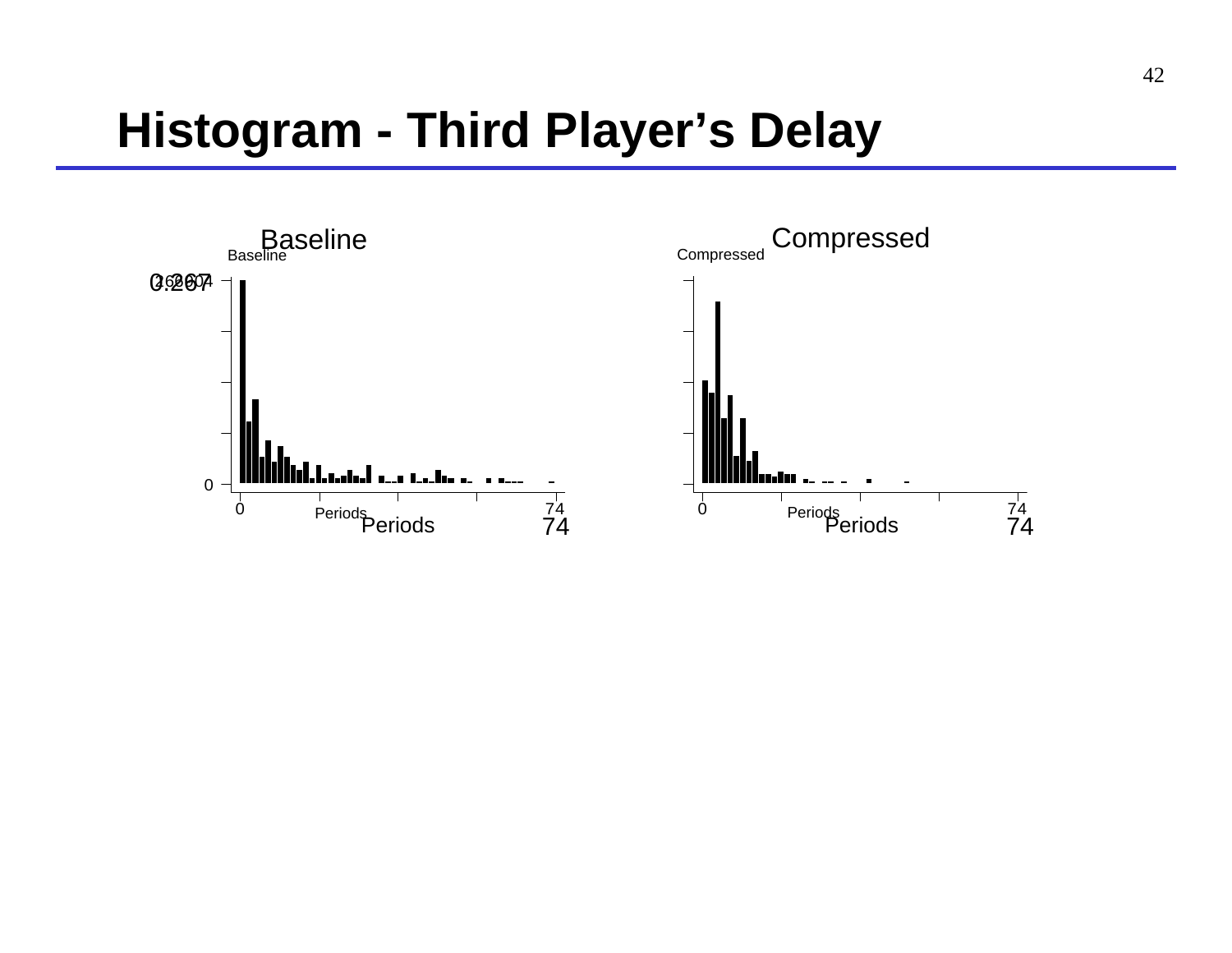# Histogram - Third Player's Delay

Baseline

Compressed

Periods

Periods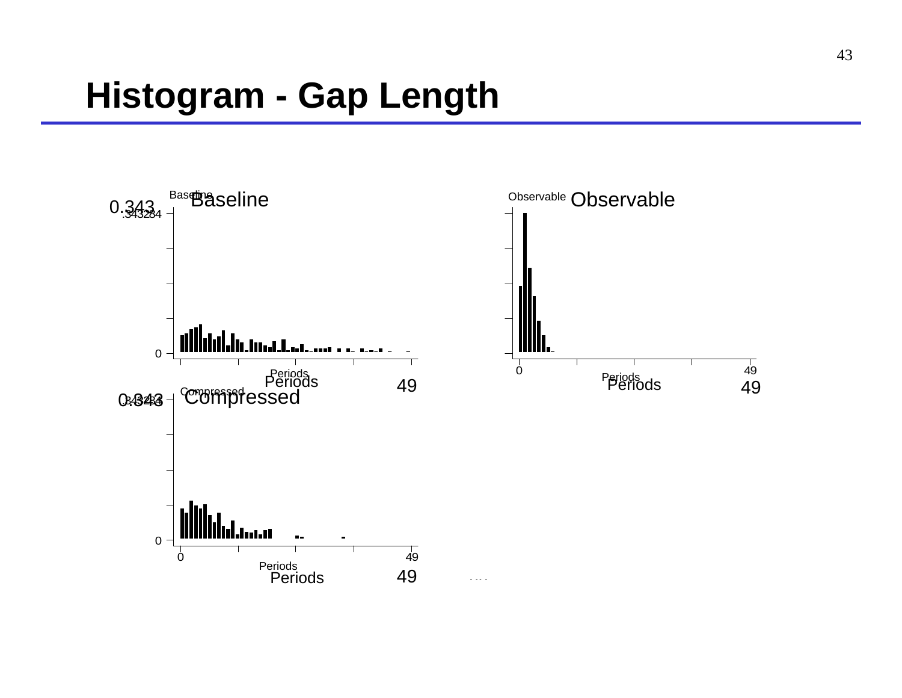# Histogram - Gap Length

Baseline

0.343

0

Periods

49

Observable

0

Periods

49

Compressed

0.343

0

Periods

49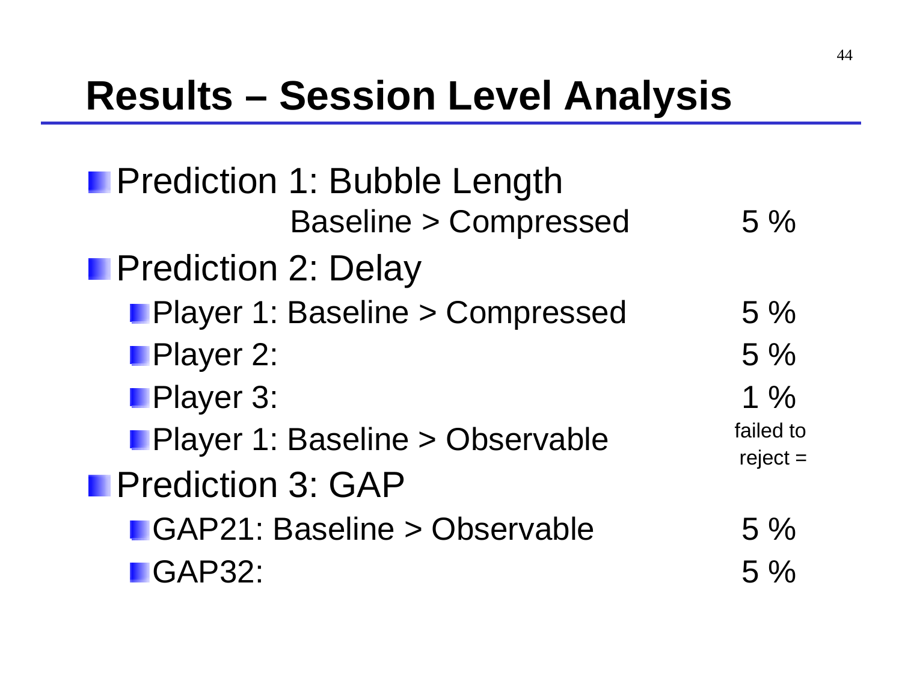# Results – Session Level Analysis

- Prediction 1: Bubble Length

| | |
|---|---|
| Baseline > Compressed | 5 % |

- Prediction 2: Delay

| | |
|---|---|
| Player 1: Baseline > Compressed | 5 % |
| Player 2: | 5 % |
| Player 3: | 1 % |
| Player 1: Baseline > Observable | failed to reject = |

- Prediction 3: GAP

| | |
|---|---|
| GAP21: Baseline > Observable | 5 % |
| GAP32: | 5 % |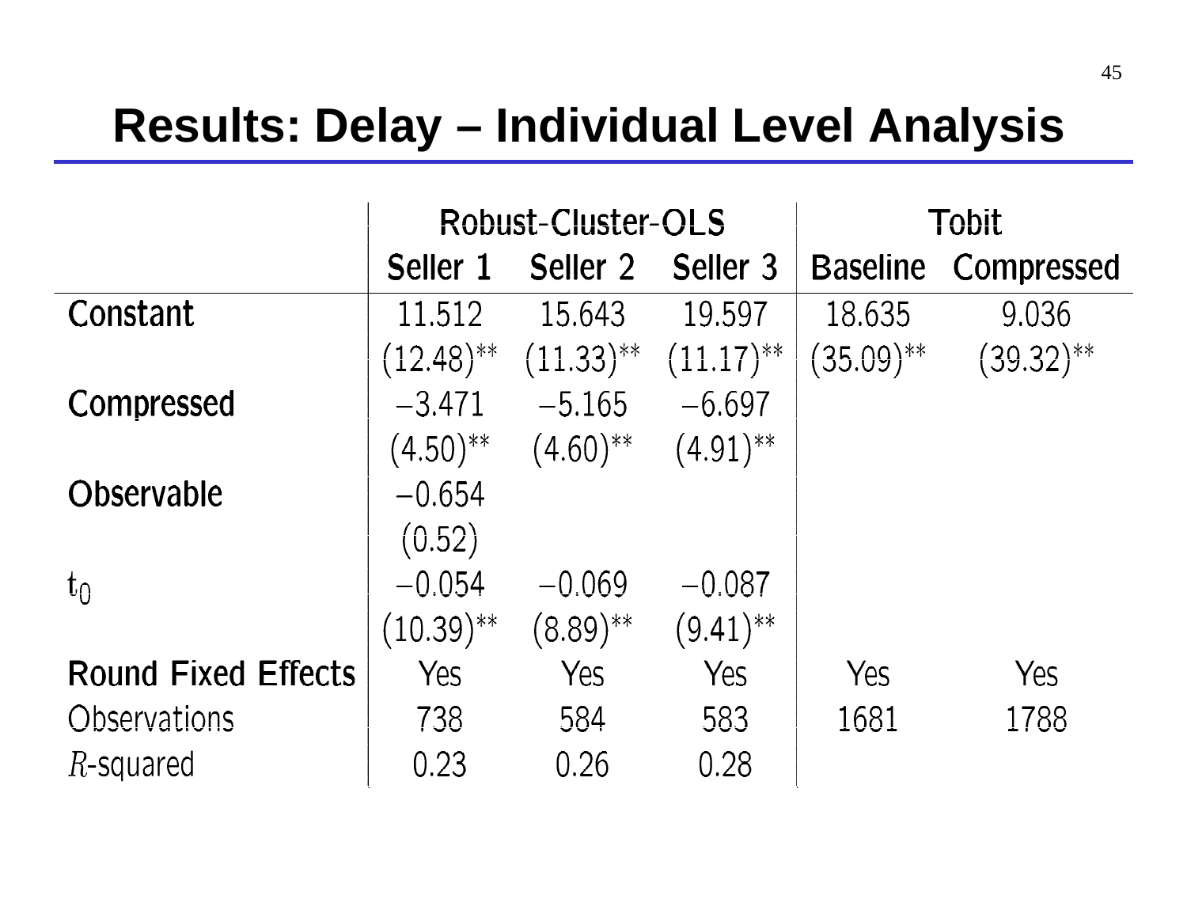# Results: Delay – Individual Level Analysis

| | Robust-Cluster-OLS | | | Tobit | |
|---|---|---|---|---|---|
| | Seller 1 | Seller 2 | Seller 3 | Baseline | Compressed |
| **Constant** | 11.512 | 15.643 | 19.597 | 18.635 | 9.036 |
| | (12.48)** | (11.33)** | (11.17)** | (35.09)** | (39.32)** |
| **Compressed** | −3.471 | −5.165 | −6.697 | | |
| | (4.50)** | (4.60)** | (4.91)** | | |
| **Observable** | −0.654 | | | | |
| | (0.52) | | | | |
| $t_0$ | −0.054 | −0.069 | −0.087 | | |
| | (10.39)** | (8.89)** | (9.41)** | | |
| **Round Fixed Effects** | Yes | Yes | Yes | Yes | Yes |
| Observations | 738 | 584 | 583 | 1681 | 1788 |
| $R$-squared | 0.23 | 0.26 | 0.28 | | |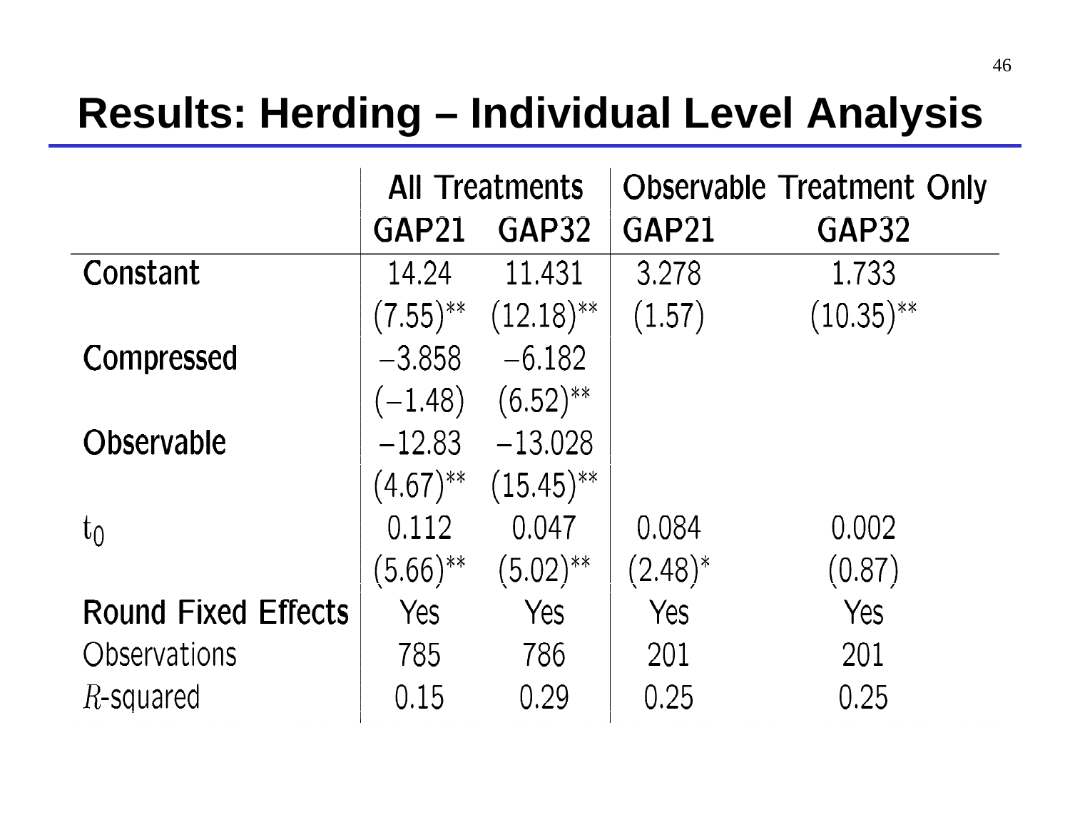# Results: Herding – Individual Level Analysis

| | All Treatments | | Observable Treatment Only | |
|---|---|---|---|---|
| | GAP21 | GAP32 | GAP21 | GAP32 |
| Constant | 14.24 | 11.431 | 3.278 | 1.733 |
| | (7.55)** | (12.18)** | (1.57) | (10.35)** |
| Compressed | −3.858 | −6.182 | | |
| | (−1.48) | (6.52)** | | |
| Observable | −12.83 | −13.028 | | |
| | (4.67)** | (15.45)** | | |
| $t_0$ | 0.112 | 0.047 | 0.084 | 0.002 |
| | (5.66)** | (5.02)** | (2.48)* | (0.87) |
| Round Fixed Effects | Yes | Yes | Yes | Yes |
| Observations | 785 | 786 | 201 | 201 |
| $R$-squared | 0.15 | 0.29 | 0.25 | 0.25 |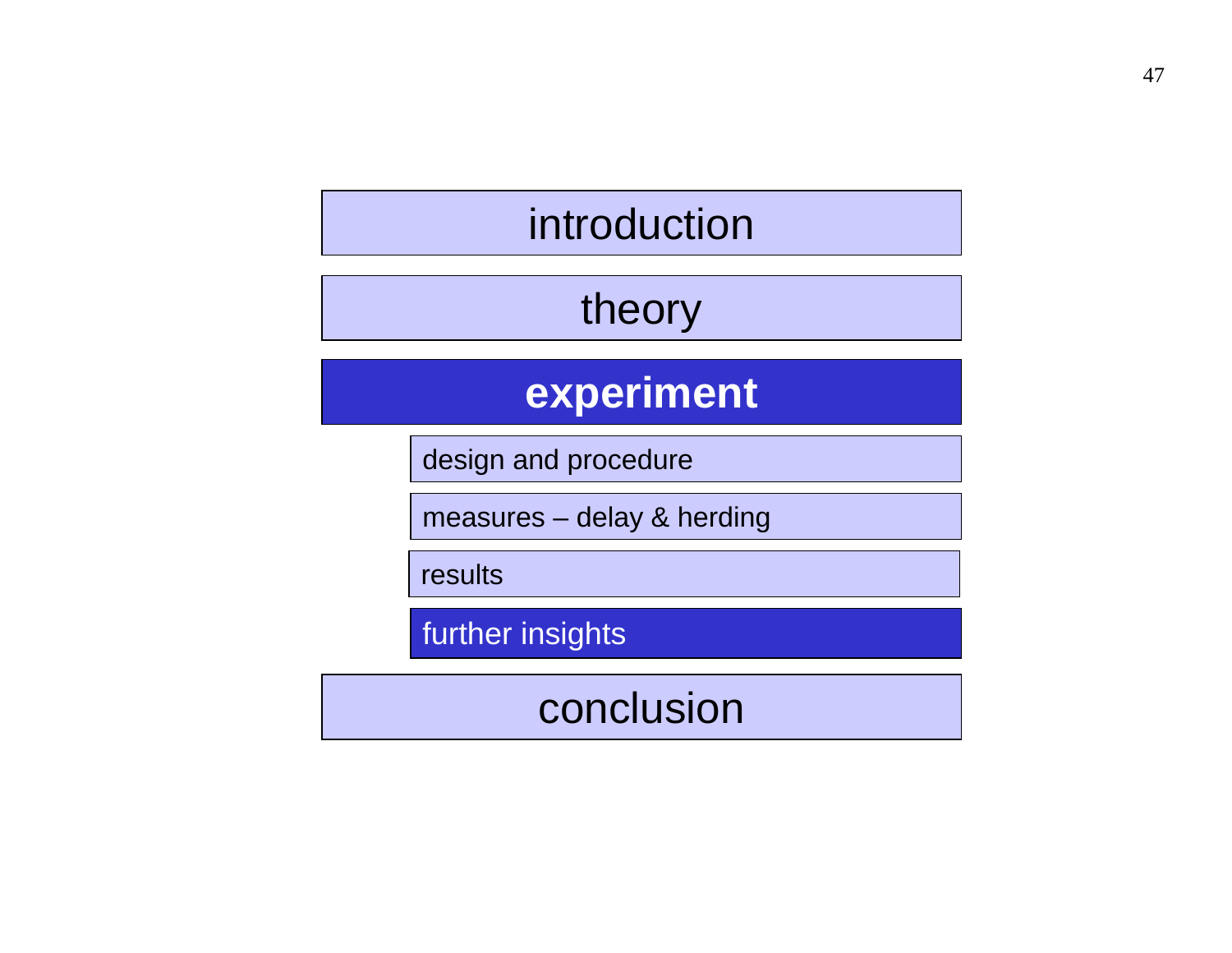- introduction
- theory
- **experiment**
  - design and procedure
  - measures – delay & herding
  - results
  - further insights
- conclusion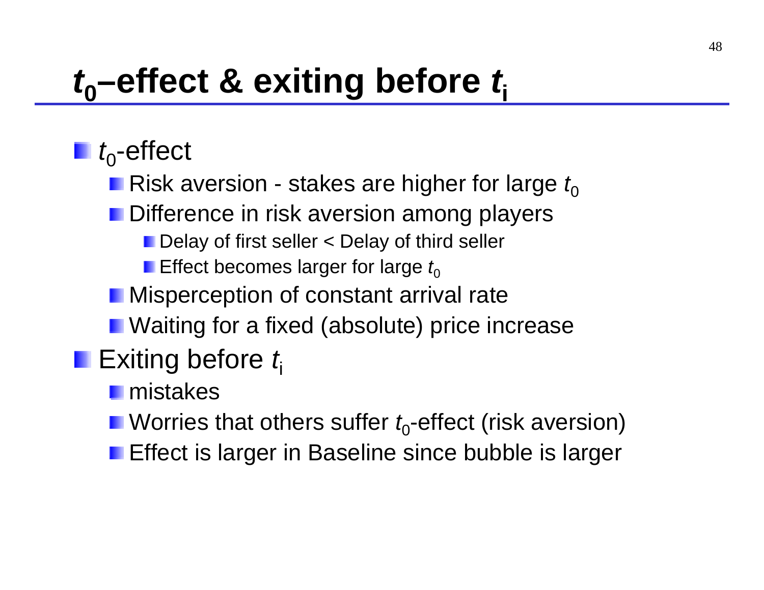# $t_0$–effect & exiting before $t_i$

- $t_0$-effect
  - Risk aversion - stakes are higher for large $t_0$
  - Difference in risk aversion among players
    - Delay of first seller < Delay of third seller
    - Effect becomes larger for large $t_0$
  - Misperception of constant arrival rate
  - Waiting for a fixed (absolute) price increase
- Exiting before $t_i$
  - mistakes
  - Worries that others suffer $t_0$-effect (risk aversion)
  - Effect is larger in Baseline since bubble is larger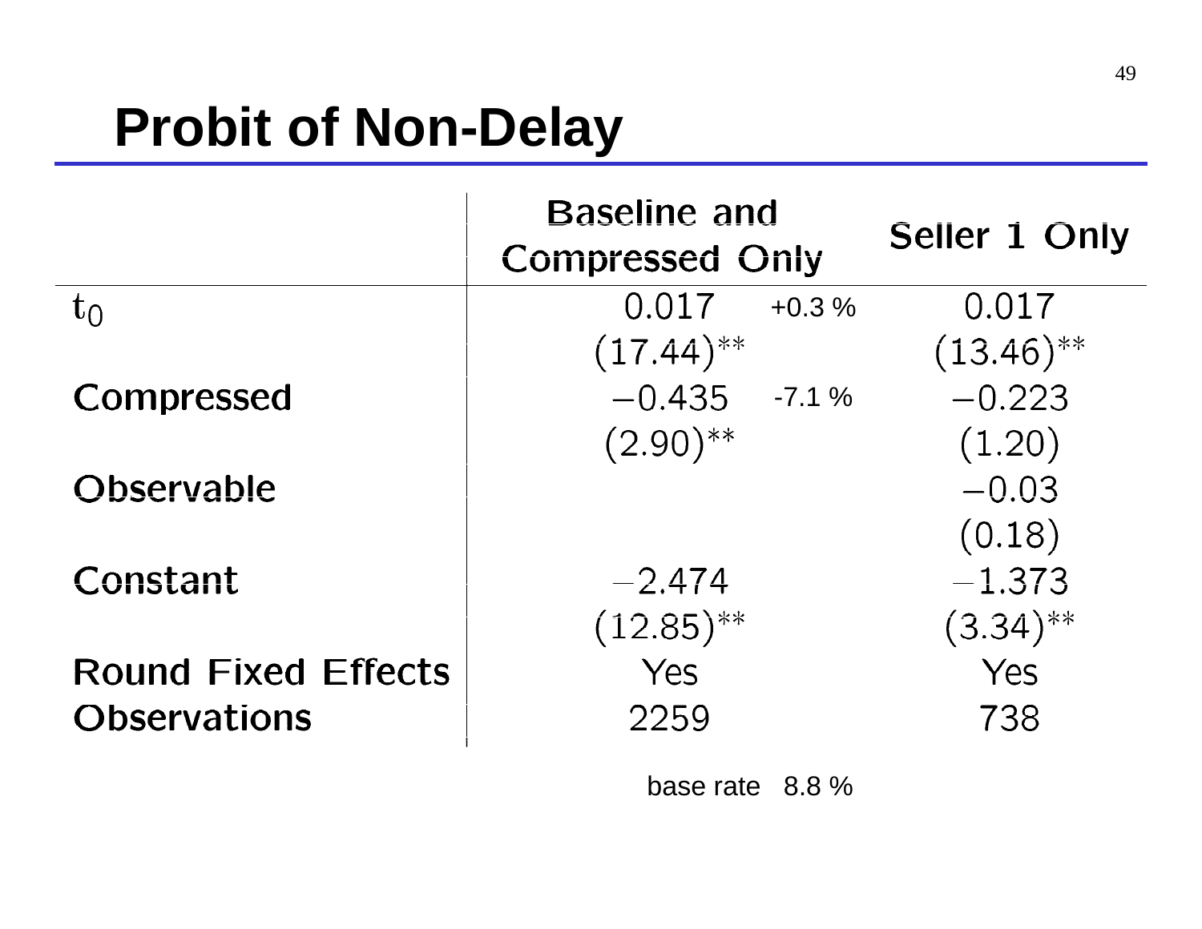# Probit of Non-Delay

| | Baseline and Compressed Only | | Seller 1 Only |
|---|---|---|---|
| $t_0$ | 0.017 | +0.3 % | 0.017 |
| | $(17.44)^{**}$ | | $(13.46)^{**}$ |
| Compressed | $-0.435$ | -7.1 % | $-0.223$ |
| | $(2.90)^{**}$ | | $(1.20)$ |
| Observable | | | $-0.03$ |
| | | | $(0.18)$ |
| Constant | $-2.474$ | | $-1.373$ |
| | $(12.85)^{**}$ | | $(3.34)^{**}$ |
| Round Fixed Effects | Yes | | Yes |
| Observations | 2259 | | 738 |

base rate 8.8 %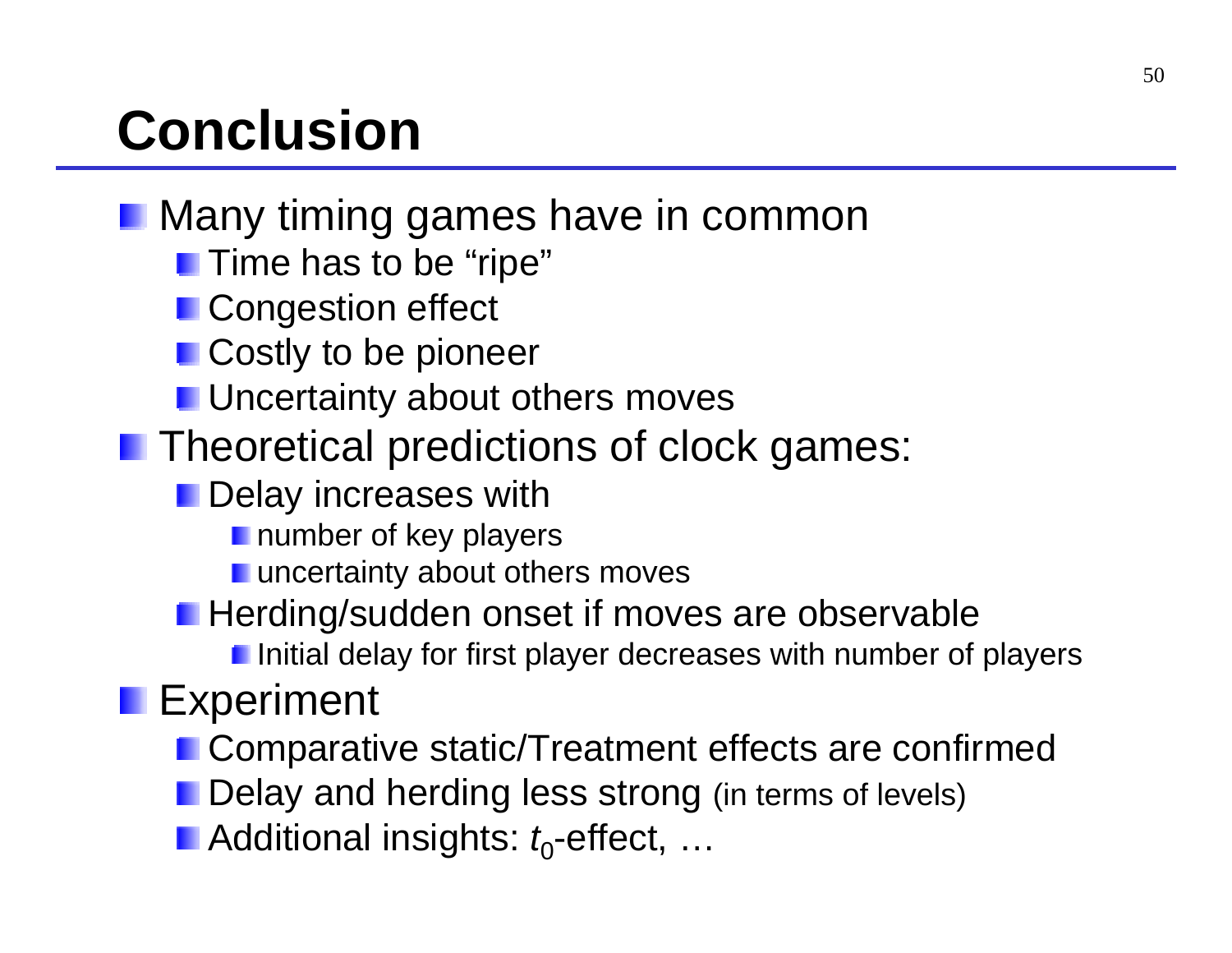# Conclusion

- Many timing games have in common
  - Time has to be "ripe"
  - Congestion effect
  - Costly to be pioneer
  - Uncertainty about others moves
- Theoretical predictions of clock games:
  - Delay increases with
    - number of key players
    - uncertainty about others moves
  - Herding/sudden onset if moves are observable
    - Initial delay for first player decreases with number of players
- Experiment
  - Comparative static/Treatment effects are confirmed
  - Delay and herding less strong (in terms of levels)
  - Additional insights: $t_0$-effect, …